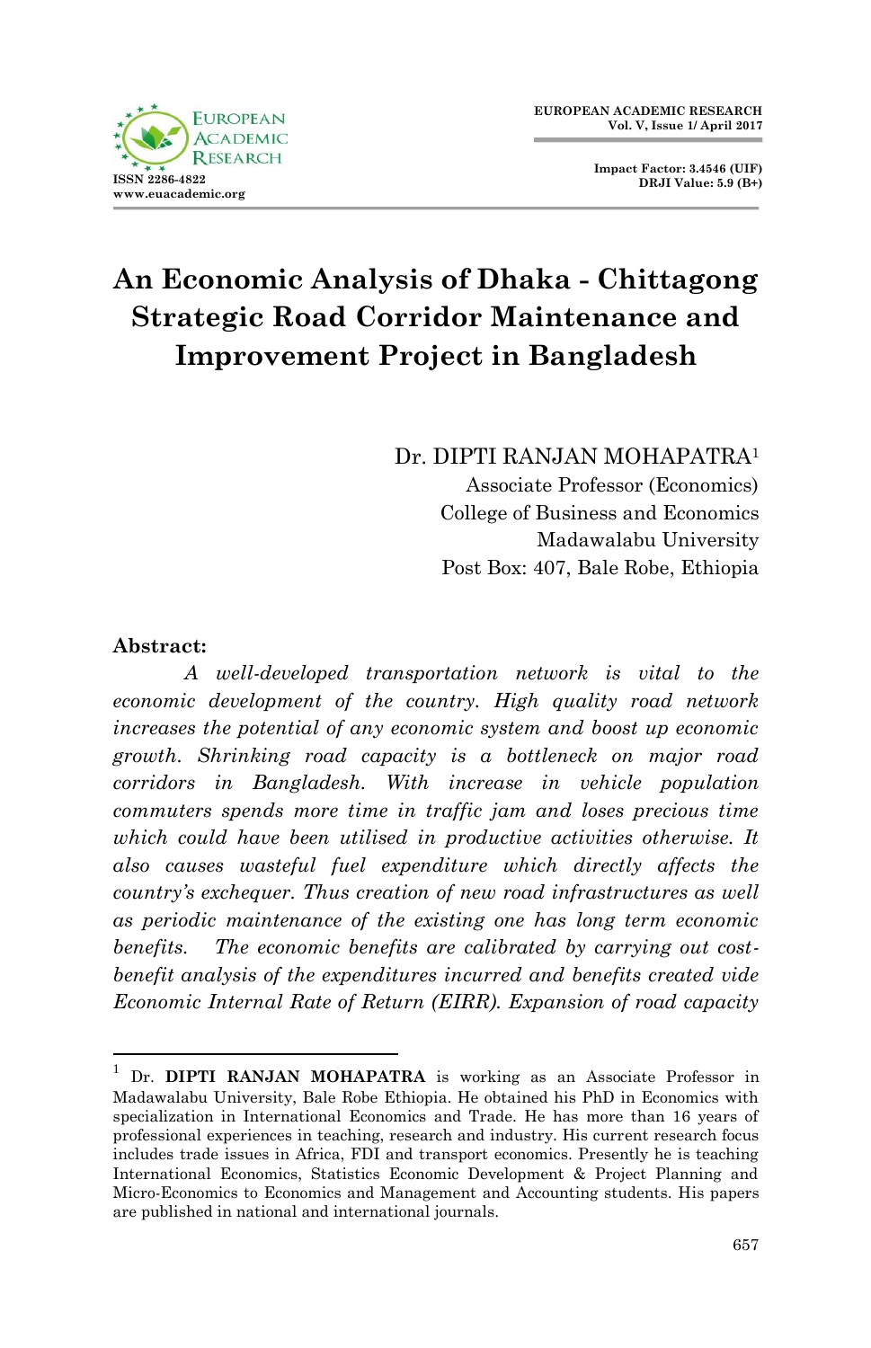# An Economic Analysis of Dhaka - Chittagong Strategic Road Corridor Maintenance and Improvement Project in Bangladesh

Dr. DIPTI RANJAN MOHAPATRA[1]
Associate Professor (Economics)
College of Business and Economics
Madawalabu University
Post Box: 407, Bale Robe, Ethiopia

**Abstract:**

*A well-developed transportation network is vital to the economic development of the country. High quality road network increases the potential of any economic system and boost up economic growth. Shrinking road capacity is a bottleneck on major road corridors in Bangladesh. With increase in vehicle population commuters spends more time in traffic jam and loses precious time which could have been utilised in productive activities otherwise. It also causes wasteful fuel expenditure which directly affects the country's exchequer. Thus creation of new road infrastructures as well as periodic maintenance of the existing one has long term economic benefits. The economic benefits are calibrated by carrying out cost-benefit analysis of the expenditures incurred and benefits created vide Economic Internal Rate of Return (EIRR). Expansion of road capacity*

---

[1] Dr. **DIPTI RANJAN MOHAPATRA** is working as an Associate Professor in Madawalabu University, Bale Robe Ethiopia. He obtained his PhD in Economics with specialization in International Economics and Trade. He has more than 16 years of professional experiences in teaching, research and industry. His current research focus includes trade issues in Africa, FDI and transport economics. Presently he is teaching International Economics, Statistics Economic Development & Project Planning and Micro-Economics to Economics and Management and Accounting students. His papers are published in national and international journals.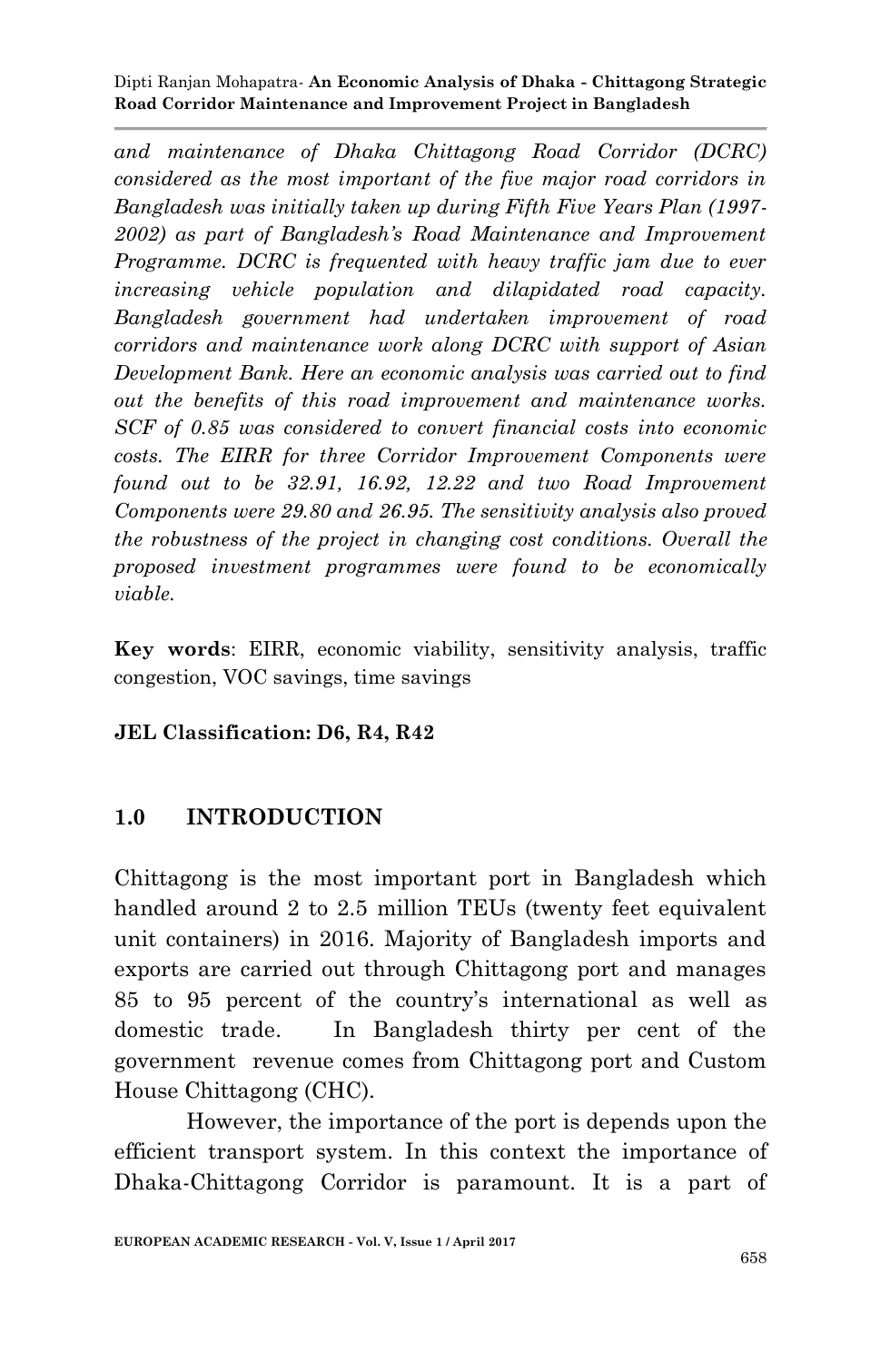*and maintenance of Dhaka Chittagong Road Corridor (DCRC) considered as the most important of the five major road corridors in Bangladesh was initially taken up during Fifth Five Years Plan (1997-2002) as part of Bangladesh's Road Maintenance and Improvement Programme. DCRC is frequented with heavy traffic jam due to ever increasing vehicle population and dilapidated road capacity. Bangladesh government had undertaken improvement of road corridors and maintenance work along DCRC with support of Asian Development Bank. Here an economic analysis was carried out to find out the benefits of this road improvement and maintenance works. SCF of 0.85 was considered to convert financial costs into economic costs. The EIRR for three Corridor Improvement Components were found out to be 32.91, 16.92, 12.22 and two Road Improvement Components were 29.80 and 26.95. The sensitivity analysis also proved the robustness of the project in changing cost conditions. Overall the proposed investment programmes were found to be economically viable.*

**Key words**: EIRR, economic viability, sensitivity analysis, traffic congestion, VOC savings, time savings

**JEL Classification: D6, R4, R42**

## 1.0 INTRODUCTION

Chittagong is the most important port in Bangladesh which handled around 2 to 2.5 million TEUs (twenty feet equivalent unit containers) in 2016. Majority of Bangladesh imports and exports are carried out through Chittagong port and manages 85 to 95 percent of the country's international as well as domestic trade. In Bangladesh thirty per cent of the government revenue comes from Chittagong port and Custom House Chittagong (CHC).

However, the importance of the port is depends upon the efficient transport system. In this context the importance of Dhaka-Chittagong Corridor is paramount. It is a part of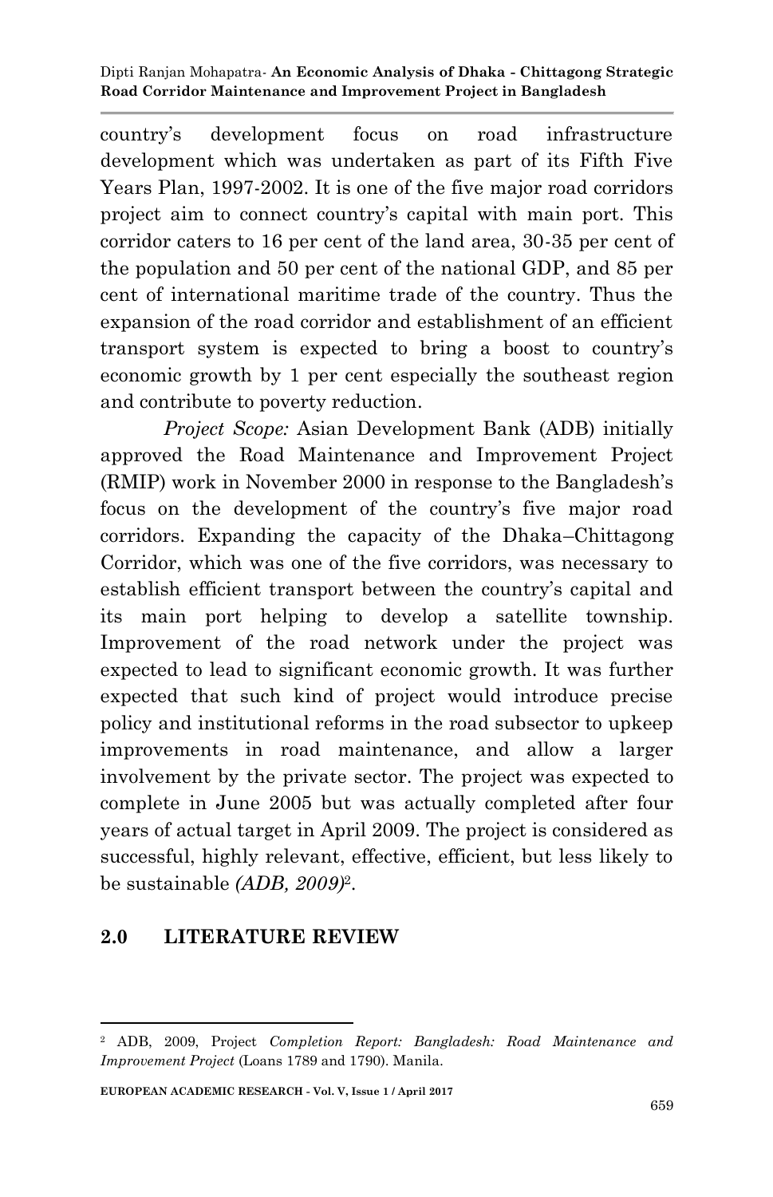country's development focus on road infrastructure development which was undertaken as part of its Fifth Five Years Plan, 1997-2002. It is one of the five major road corridors project aim to connect country's capital with main port. This corridor caters to 16 per cent of the land area, 30-35 per cent of the population and 50 per cent of the national GDP, and 85 per cent of international maritime trade of the country. Thus the expansion of the road corridor and establishment of an efficient transport system is expected to bring a boost to country's economic growth by 1 per cent especially the southeast region and contribute to poverty reduction.

*Project Scope:* Asian Development Bank (ADB) initially approved the Road Maintenance and Improvement Project (RMIP) work in November 2000 in response to the Bangladesh's focus on the development of the country's five major road corridors. Expanding the capacity of the Dhaka–Chittagong Corridor, which was one of the five corridors, was necessary to establish efficient transport between the country's capital and its main port helping to develop a satellite township. Improvement of the road network under the project was expected to lead to significant economic growth. It was further expected that such kind of project would introduce precise policy and institutional reforms in the road subsector to upkeep improvements in road maintenance, and allow a larger involvement by the private sector. The project was expected to complete in June 2005 but was actually completed after four years of actual target in April 2009. The project is considered as successful, highly relevant, effective, efficient, but less likely to be sustainable *(ADB, 2009)*[2].

## 2.0 LITERATURE REVIEW

[2] ADB, 2009, Project *Completion Report: Bangladesh: Road Maintenance and Improvement Project* (Loans 1789 and 1790). Manila.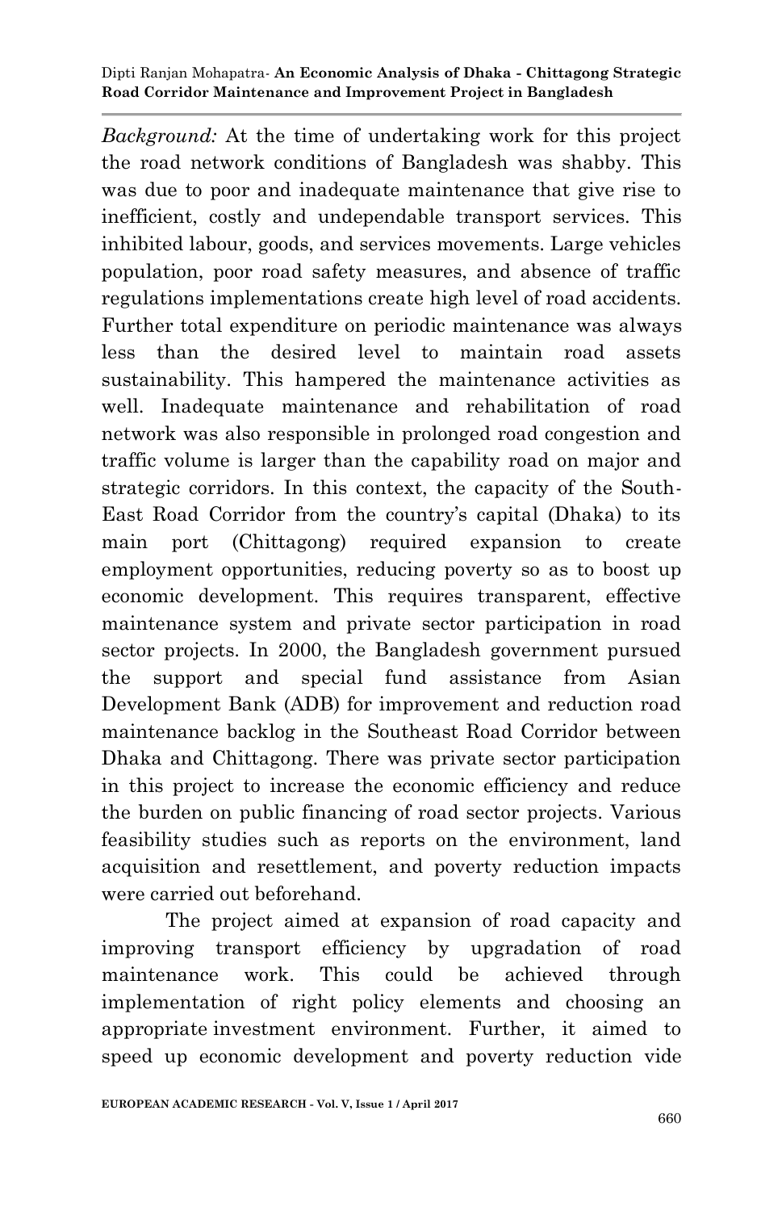*Background:* At the time of undertaking work for this project the road network conditions of Bangladesh was shabby. This was due to poor and inadequate maintenance that give rise to inefficient, costly and undependable transport services. This inhibited labour, goods, and services movements. Large vehicles population, poor road safety measures, and absence of traffic regulations implementations create high level of road accidents. Further total expenditure on periodic maintenance was always less than the desired level to maintain road assets sustainability. This hampered the maintenance activities as well. Inadequate maintenance and rehabilitation of road network was also responsible in prolonged road congestion and traffic volume is larger than the capability road on major and strategic corridors. In this context, the capacity of the South-East Road Corridor from the country's capital (Dhaka) to its main port (Chittagong) required expansion to create employment opportunities, reducing poverty so as to boost up economic development. This requires transparent, effective maintenance system and private sector participation in road sector projects. In 2000, the Bangladesh government pursued the support and special fund assistance from Asian Development Bank (ADB) for improvement and reduction road maintenance backlog in the Southeast Road Corridor between Dhaka and Chittagong. There was private sector participation in this project to increase the economic efficiency and reduce the burden on public financing of road sector projects. Various feasibility studies such as reports on the environment, land acquisition and resettlement, and poverty reduction impacts were carried out beforehand.

The project aimed at expansion of road capacity and improving transport efficiency by upgradation of road maintenance work. This could be achieved through implementation of right policy elements and choosing an appropriate investment environment. Further, it aimed to speed up economic development and poverty reduction vide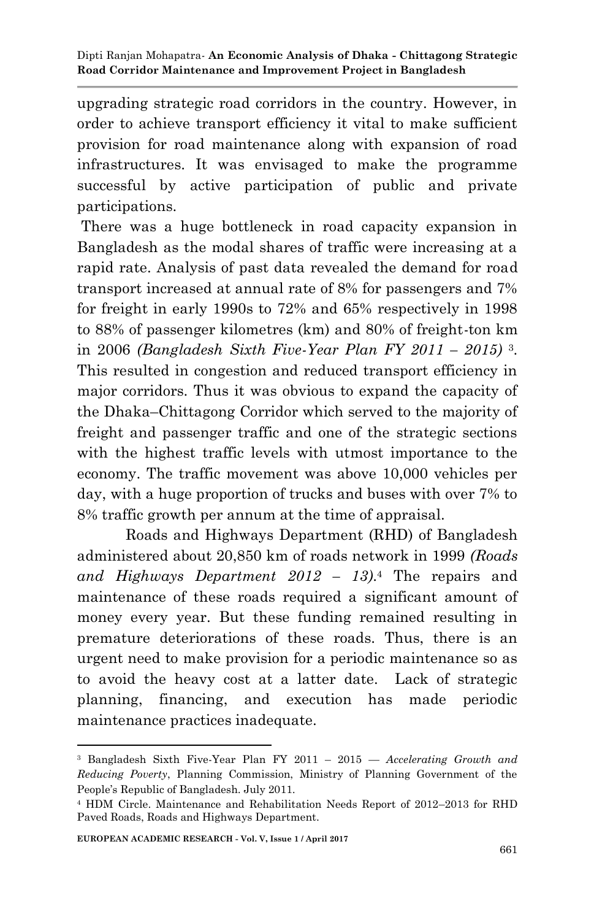upgrading strategic road corridors in the country. However, in order to achieve transport efficiency it vital to make sufficient provision for road maintenance along with expansion of road infrastructures. It was envisaged to make the programme successful by active participation of public and private participations.

There was a huge bottleneck in road capacity expansion in Bangladesh as the modal shares of traffic were increasing at a rapid rate. Analysis of past data revealed the demand for road transport increased at annual rate of 8% for passengers and 7% for freight in early 1990s to 72% and 65% respectively in 1998 to 88% of passenger kilometres (km) and 80% of freight-ton km in 2006 *(Bangladesh Sixth Five-Year Plan FY 2011 – 2015)* [3]. This resulted in congestion and reduced transport efficiency in major corridors. Thus it was obvious to expand the capacity of the Dhaka–Chittagong Corridor which served to the majority of freight and passenger traffic and one of the strategic sections with the highest traffic levels with utmost importance to the economy. The traffic movement was above 10,000 vehicles per day, with a huge proportion of trucks and buses with over 7% to 8% traffic growth per annum at the time of appraisal.

Roads and Highways Department (RHD) of Bangladesh administered about 20,850 km of roads network in 1999 *(Roads and Highways Department 2012 – 13)*.[4] The repairs and maintenance of these roads required a significant amount of money every year. But these funding remained resulting in premature deteriorations of these roads. Thus, there is an urgent need to make provision for a periodic maintenance so as to avoid the heavy cost at a latter date. Lack of strategic planning, financing, and execution has made periodic maintenance practices inadequate.

---

[3] Bangladesh Sixth Five-Year Plan FY 2011 – 2015 — *Accelerating Growth and Reducing Poverty*, Planning Commission, Ministry of Planning Government of the People's Republic of Bangladesh. July 2011.

[4] HDM Circle. Maintenance and Rehabilitation Needs Report of 2012–2013 for RHD Paved Roads, Roads and Highways Department.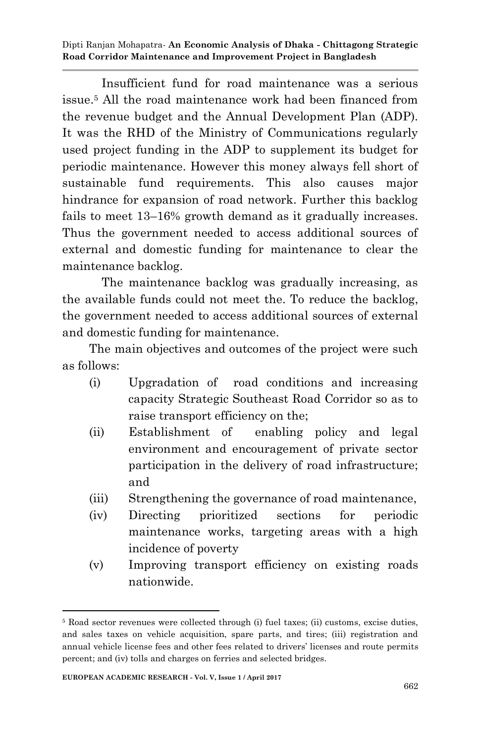Insufficient fund for road maintenance was a serious issue.[5] All the road maintenance work had been financed from the revenue budget and the Annual Development Plan (ADP). It was the RHD of the Ministry of Communications regularly used project funding in the ADP to supplement its budget for periodic maintenance. However this money always fell short of sustainable fund requirements. This also causes major hindrance for expansion of road network. Further this backlog fails to meet 13–16% growth demand as it gradually increases. Thus the government needed to access additional sources of external and domestic funding for maintenance to clear the maintenance backlog.

The maintenance backlog was gradually increasing, as the available funds could not meet the. To reduce the backlog, the government needed to access additional sources of external and domestic funding for maintenance.

The main objectives and outcomes of the project were such as follows:

- (i) Upgradation of road conditions and increasing capacity Strategic Southeast Road Corridor so as to raise transport efficiency on the;
- (ii) Establishment of enabling policy and legal environment and encouragement of private sector participation in the delivery of road infrastructure; and
- (iii) Strengthening the governance of road maintenance,
- (iv) Directing prioritized sections for periodic maintenance works, targeting areas with a high incidence of poverty
- (v) Improving transport efficiency on existing roads nationwide.

---

[5] Road sector revenues were collected through (i) fuel taxes; (ii) customs, excise duties, and sales taxes on vehicle acquisition, spare parts, and tires; (iii) registration and annual vehicle license fees and other fees related to drivers' licenses and route permits percent; and (iv) tolls and charges on ferries and selected bridges.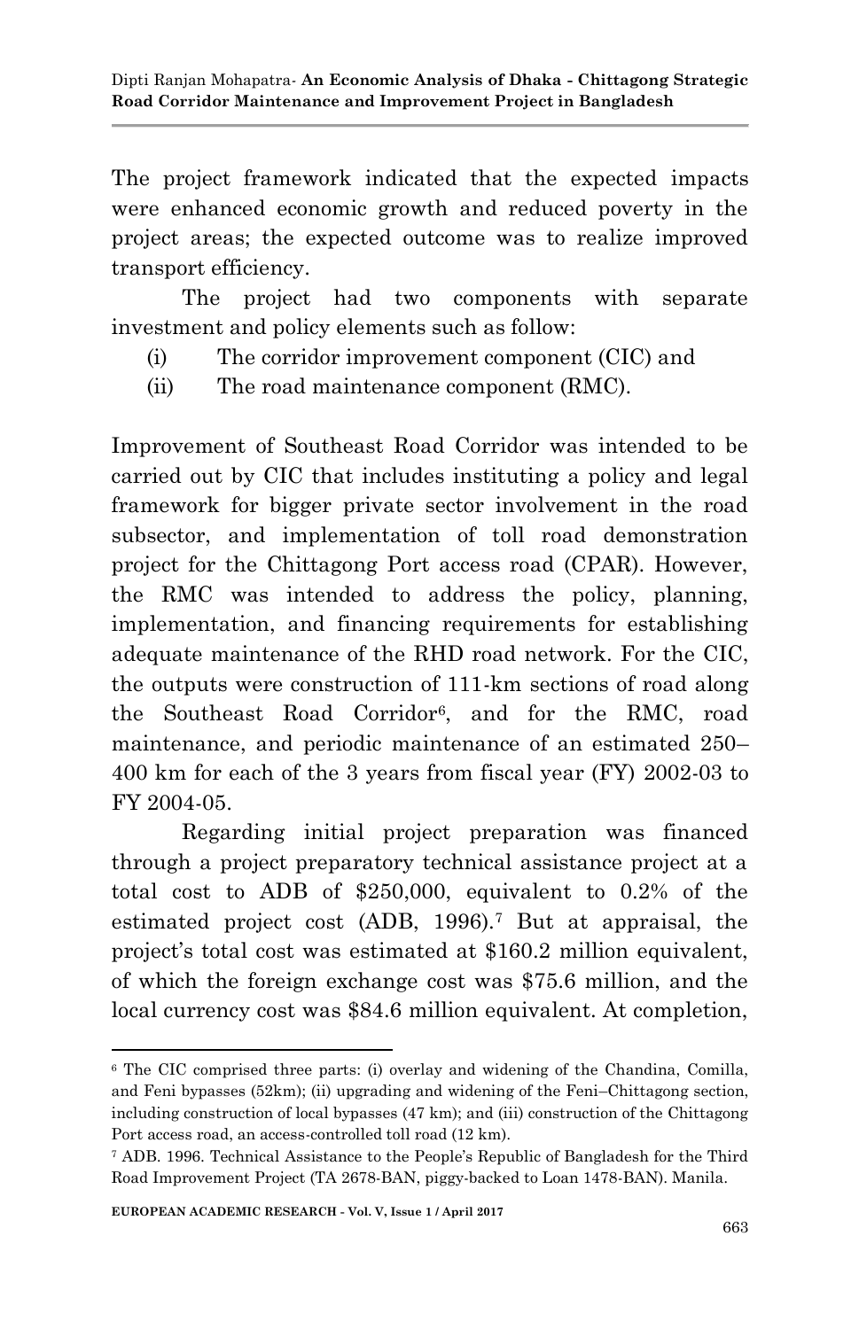The project framework indicated that the expected impacts were enhanced economic growth and reduced poverty in the project areas; the expected outcome was to realize improved transport efficiency.

The project had two components with separate investment and policy elements such as follow:

(i) The corridor improvement component (CIC) and
(ii) The road maintenance component (RMC).

Improvement of Southeast Road Corridor was intended to be carried out by CIC that includes instituting a policy and legal framework for bigger private sector involvement in the road subsector, and implementation of toll road demonstration project for the Chittagong Port access road (CPAR). However, the RMC was intended to address the policy, planning, implementation, and financing requirements for establishing adequate maintenance of the RHD road network. For the CIC, the outputs were construction of 111-km sections of road along the Southeast Road Corridor[6], and for the RMC, road maintenance, and periodic maintenance of an estimated 250–400 km for each of the 3 years from fiscal year (FY) 2002-03 to FY 2004-05.

Regarding initial project preparation was financed through a project preparatory technical assistance project at a total cost to ADB of $250,000, equivalent to 0.2% of the estimated project cost (ADB, 1996).[7] But at appraisal, the project's total cost was estimated at $160.2 million equivalent, of which the foreign exchange cost was $75.6 million, and the local currency cost was $84.6 million equivalent. At completion,

---

[6] The CIC comprised three parts: (i) overlay and widening of the Chandina, Comilla, and Feni bypasses (52km); (ii) upgrading and widening of the Feni–Chittagong section, including construction of local bypasses (47 km); and (iii) construction of the Chittagong Port access road, an access-controlled toll road (12 km).

[7] ADB. 1996. Technical Assistance to the People's Republic of Bangladesh for the Third Road Improvement Project (TA 2678-BAN, piggy-backed to Loan 1478-BAN). Manila.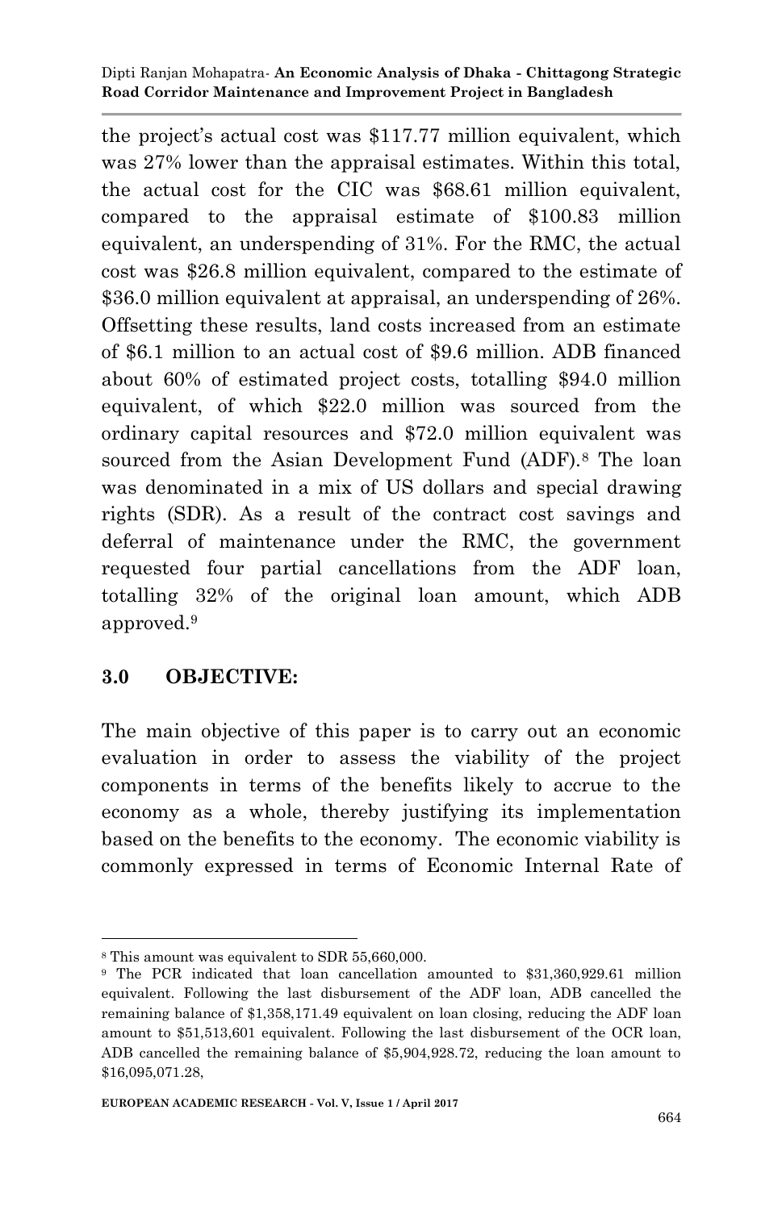the project's actual cost was $117.77 million equivalent, which was 27% lower than the appraisal estimates. Within this total, the actual cost for the CIC was $68.61 million equivalent, compared to the appraisal estimate of $100.83 million equivalent, an underspending of 31%. For the RMC, the actual cost was $26.8 million equivalent, compared to the estimate of $36.0 million equivalent at appraisal, an underspending of 26%. Offsetting these results, land costs increased from an estimate of $6.1 million to an actual cost of $9.6 million. ADB financed about 60% of estimated project costs, totalling $94.0 million equivalent, of which $22.0 million was sourced from the ordinary capital resources and $72.0 million equivalent was sourced from the Asian Development Fund (ADF).[8] The loan was denominated in a mix of US dollars and special drawing rights (SDR). As a result of the contract cost savings and deferral of maintenance under the RMC, the government requested four partial cancellations from the ADF loan, totalling 32% of the original loan amount, which ADB approved.[9]

## 3.0 OBJECTIVE:

The main objective of this paper is to carry out an economic evaluation in order to assess the viability of the project components in terms of the benefits likely to accrue to the economy as a whole, thereby justifying its implementation based on the benefits to the economy. The economic viability is commonly expressed in terms of Economic Internal Rate of

---

[8] This amount was equivalent to SDR 55,660,000.

[9] The PCR indicated that loan cancellation amounted to $31,360,929.61 million equivalent. Following the last disbursement of the ADF loan, ADB cancelled the remaining balance of $1,358,171.49 equivalent on loan closing, reducing the ADF loan amount to $51,513,601 equivalent. Following the last disbursement of the OCR loan, ADB cancelled the remaining balance of $5,904,928.72, reducing the loan amount to $16,095,071.28,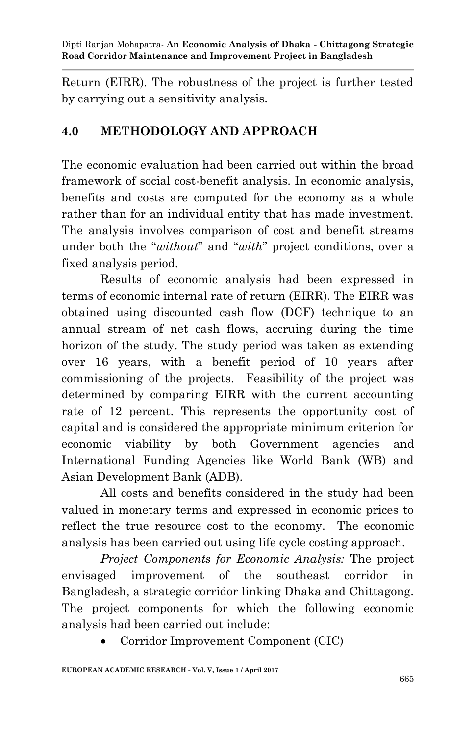Return (EIRR). The robustness of the project is further tested by carrying out a sensitivity analysis.

## 4.0 METHODOLOGY AND APPROACH

The economic evaluation had been carried out within the broad framework of social cost-benefit analysis. In economic analysis, benefits and costs are computed for the economy as a whole rather than for an individual entity that has made investment. The analysis involves comparison of cost and benefit streams under both the "*without*" and "*with*" project conditions, over a fixed analysis period.

Results of economic analysis had been expressed in terms of economic internal rate of return (EIRR). The EIRR was obtained using discounted cash flow (DCF) technique to an annual stream of net cash flows, accruing during the time horizon of the study. The study period was taken as extending over 16 years, with a benefit period of 10 years after commissioning of the projects. Feasibility of the project was determined by comparing EIRR with the current accounting rate of 12 percent. This represents the opportunity cost of capital and is considered the appropriate minimum criterion for economic viability by both Government agencies and International Funding Agencies like World Bank (WB) and Asian Development Bank (ADB).

All costs and benefits considered in the study had been valued in monetary terms and expressed in economic prices to reflect the true resource cost to the economy. The economic analysis has been carried out using life cycle costing approach.

*Project Components for Economic Analysis:* The project envisaged improvement of the southeast corridor in Bangladesh, a strategic corridor linking Dhaka and Chittagong. The project components for which the following economic analysis had been carried out include:

- Corridor Improvement Component (CIC)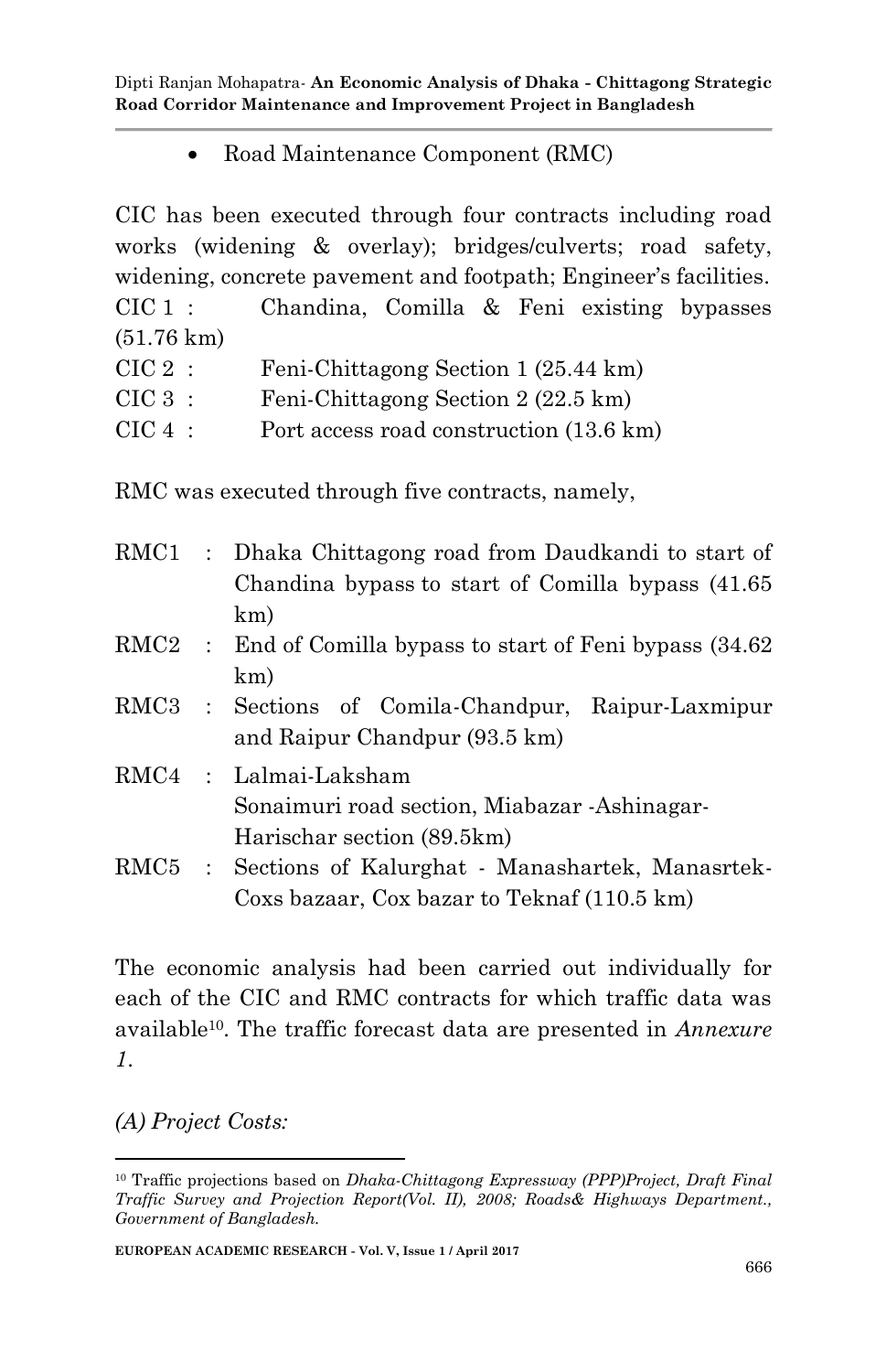- Road Maintenance Component (RMC)

CIC has been executed through four contracts including road works (widening & overlay); bridges/culverts; road safety, widening, concrete pavement and footpath; Engineer's facilities.

CIC 1 : Chandina, Comilla & Feni existing bypasses (51.76 km)
CIC 2 : Feni-Chittagong Section 1 (25.44 km)
CIC 3 : Feni-Chittagong Section 2 (22.5 km)
CIC 4 : Port access road construction (13.6 km)

RMC was executed through five contracts, namely,

RMC1 : Dhaka Chittagong road from Daudkandi to start of Chandina bypass to start of Comilla bypass (41.65 km)
RMC2 : End of Comilla bypass to start of Feni bypass (34.62 km)
RMC3 : Sections of Comila-Chandpur, Raipur-Laxmipur and Raipur Chandpur (93.5 km)
RMC4 : Lalmai-Laksham
Sonaimuri road section, Miabazar -Ashinagar-Harischar section (89.5km)
RMC5 : Sections of Kalurghat - Manashartek, Manasrtek-Coxs bazaar, Cox bazar to Teknaf (110.5 km)

The economic analysis had been carried out individually for each of the CIC and RMC contracts for which traffic data was available[10]. The traffic forecast data are presented in *Annexure 1*.

*(A) Project Costs:*

[10] Traffic projections based on *Dhaka-Chittagong Expressway (PPP)Project, Draft Final Traffic Survey and Projection Report(Vol. II), 2008; Roads& Highways Department., Government of Bangladesh.*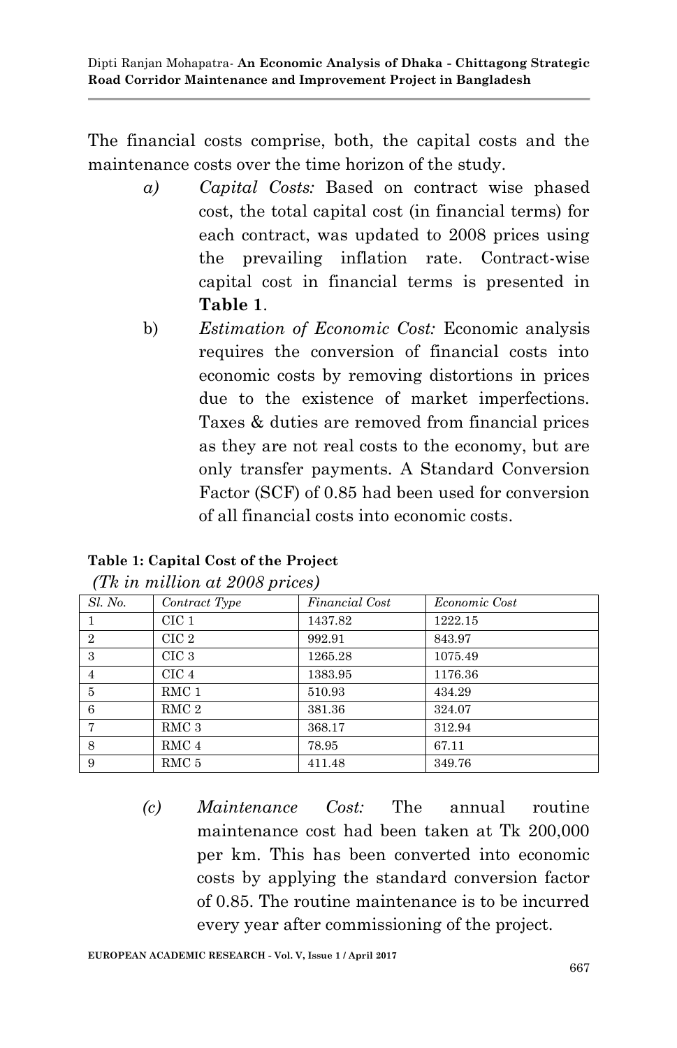The financial costs comprise, both, the capital costs and the maintenance costs over the time horizon of the study.

a) *Capital Costs:* Based on contract wise phased cost, the total capital cost (in financial terms) for each contract, was updated to 2008 prices using the prevailing inflation rate. Contract-wise capital cost in financial terms is presented in **Table 1**.

b) *Estimation of Economic Cost:* Economic analysis requires the conversion of financial costs into economic costs by removing distortions in prices due to the existence of market imperfections. Taxes & duties are removed from financial prices as they are not real costs to the economy, but are only transfer payments. A Standard Conversion Factor (SCF) of 0.85 had been used for conversion of all financial costs into economic costs.

**Table 1: Capital Cost of the Project**
*(Tk in million at 2008 prices)*

| *Sl. No.* | *Contract Type* | *Financial Cost* | *Economic Cost* |
|---|---|---|---|
| 1 | CIC 1 | 1437.82 | 1222.15 |
| 2 | CIC 2 | 992.91 | 843.97 |
| 3 | CIC 3 | 1265.28 | 1075.49 |
| 4 | CIC 4 | 1383.95 | 1176.36 |
| 5 | RMC 1 | 510.93 | 434.29 |
| 6 | RMC 2 | 381.36 | 324.07 |
| 7 | RMC 3 | 368.17 | 312.94 |
| 8 | RMC 4 | 78.95 | 67.11 |
| 9 | RMC 5 | 411.48 | 349.76 |

(c) *Maintenance Cost:* The annual routine maintenance cost had been taken at Tk 200,000 per km. This has been converted into economic costs by applying the standard conversion factor of 0.85. The routine maintenance is to be incurred every year after commissioning of the project.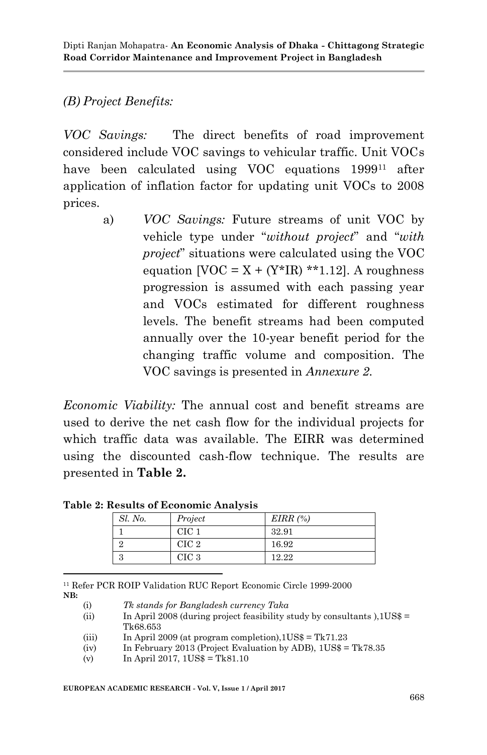*(B) Project Benefits:*

*VOC Savings:* The direct benefits of road improvement considered include VOC savings to vehicular traffic. Unit VOCs have been calculated using VOC equations 1999[11] after application of inflation factor for updating unit VOCs to 2008 prices.

a) *VOC Savings:* Future streams of unit VOC by vehicle type under "*without project*" and "*with project*" situations were calculated using the VOC equation [VOC = X + (Y*IR) **1.12]. A roughness progression is assumed with each passing year and VOCs estimated for different roughness levels. The benefit streams had been computed annually over the 10-year benefit period for the changing traffic volume and composition. The VOC savings is presented in *Annexure 2*.

*Economic Viability:* The annual cost and benefit streams are used to derive the net cash flow for the individual projects for which traffic data was available. The EIRR was determined using the discounted cash-flow technique. The results are presented in **Table 2.**

**Table 2: Results of Economic Analysis**

| *Sl. No.* | *Project* | *EIRR (%)* |
|---|---|---|
| 1 | CIC 1 | 32.91 |
| 2 | CIC 2 | 16.92 |
| 3 | CIC 3 | 12.22 |

[11] Refer PCR ROIP Validation RUC Report Economic Circle 1999-2000

**NB:**

(i) *Tk stands for Bangladesh currency Taka*

(ii) In April 2008 (during project feasibility study by consultants ),1US$ = Tk68.653

(iii) In April 2009 (at program completion),1US$ = Tk71.23

(iv) In February 2013 (Project Evaluation by ADB), 1US$ = Tk78.35

(v) In April 2017, 1US$ = Tk81.10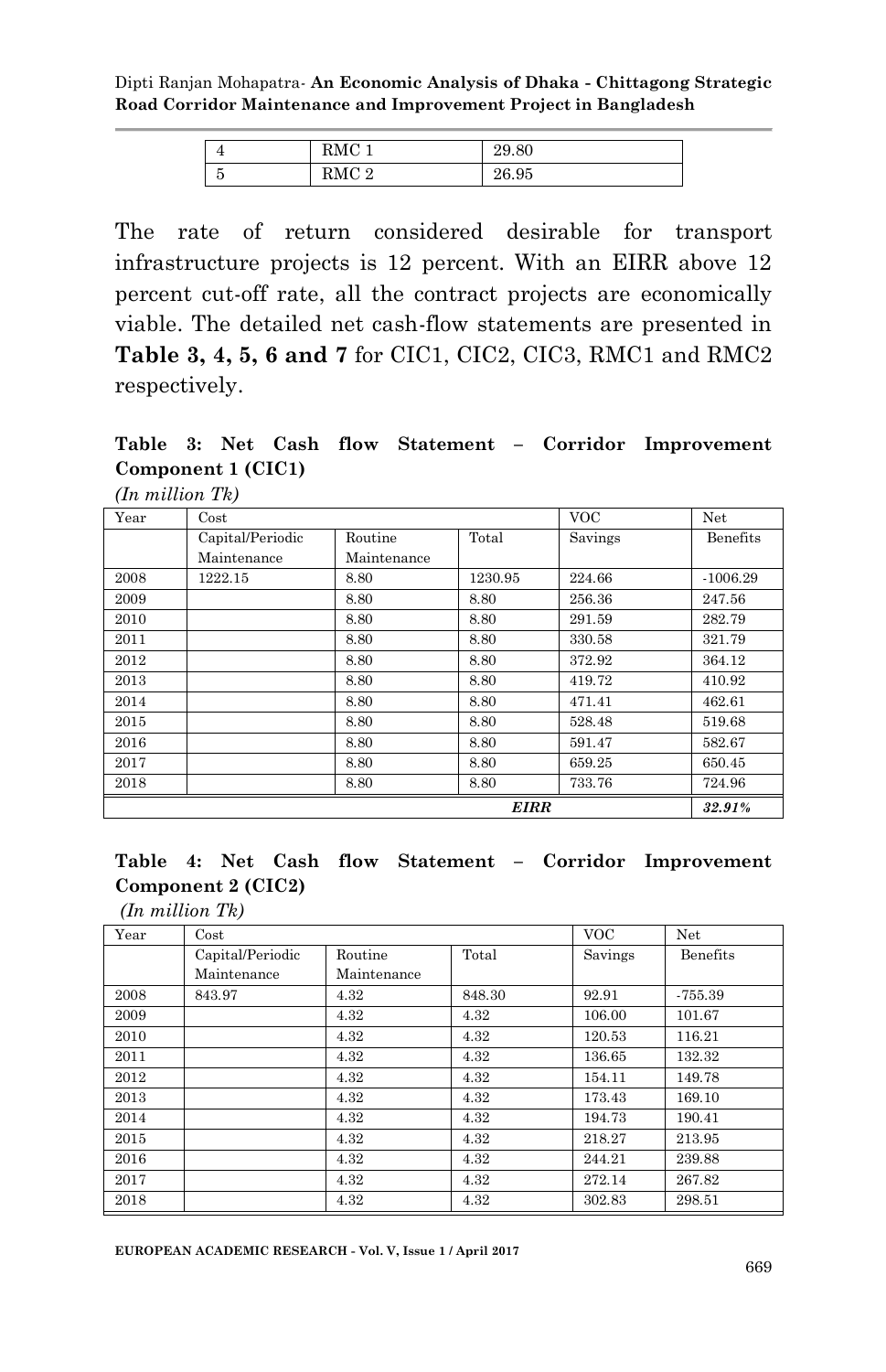| 4 | RMC 1 | 29.80 |
|---|---|---|
| 5 | RMC 2 | 26.95 |

The rate of return considered desirable for transport infrastructure projects is 12 percent. With an EIRR above 12 percent cut-off rate, all the contract projects are economically viable. The detailed net cash-flow statements are presented in **Table 3, 4, 5, 6 and 7** for CIC1, CIC2, CIC3, RMC1 and RMC2 respectively.

**Table 3: Net Cash flow Statement – Corridor Improvement Component 1 (CIC1)**

*(In million Tk)*

| Year | Cost | | | VOC | Net |
|---|---|---|---|---|---|
| | Capital/Periodic Maintenance | Routine Maintenance | Total | Savings | Benefits |
| 2008 | 1222.15 | 8.80 | 1230.95 | 224.66 | -1006.29 |
| 2009 | | 8.80 | 8.80 | 256.36 | 247.56 |
| 2010 | | 8.80 | 8.80 | 291.59 | 282.79 |
| 2011 | | 8.80 | 8.80 | 330.58 | 321.79 |
| 2012 | | 8.80 | 8.80 | 372.92 | 364.12 |
| 2013 | | 8.80 | 8.80 | 419.72 | 410.92 |
| 2014 | | 8.80 | 8.80 | 471.41 | 462.61 |
| 2015 | | 8.80 | 8.80 | 528.48 | 519.68 |
| 2016 | | 8.80 | 8.80 | 591.47 | 582.67 |
| 2017 | | 8.80 | 8.80 | 659.25 | 650.45 |
| 2018 | | 8.80 | 8.80 | 733.76 | 724.96 |
| | | | | ***EIRR*** | ***32.91%*** |

**Table 4: Net Cash flow Statement – Corridor Improvement Component 2 (CIC2)**

*(In million Tk)*

| Year | Cost | | | VOC | Net |
|---|---|---|---|---|---|
| | Capital/Periodic Maintenance | Routine Maintenance | Total | Savings | Benefits |
| 2008 | 843.97 | 4.32 | 848.30 | 92.91 | -755.39 |
| 2009 | | 4.32 | 4.32 | 106.00 | 101.67 |
| 2010 | | 4.32 | 4.32 | 120.53 | 116.21 |
| 2011 | | 4.32 | 4.32 | 136.65 | 132.32 |
| 2012 | | 4.32 | 4.32 | 154.11 | 149.78 |
| 2013 | | 4.32 | 4.32 | 173.43 | 169.10 |
| 2014 | | 4.32 | 4.32 | 194.73 | 190.41 |
| 2015 | | 4.32 | 4.32 | 218.27 | 213.95 |
| 2016 | | 4.32 | 4.32 | 244.21 | 239.88 |
| 2017 | | 4.32 | 4.32 | 272.14 | 267.82 |
| 2018 | | 4.32 | 4.32 | 302.83 | 298.51 |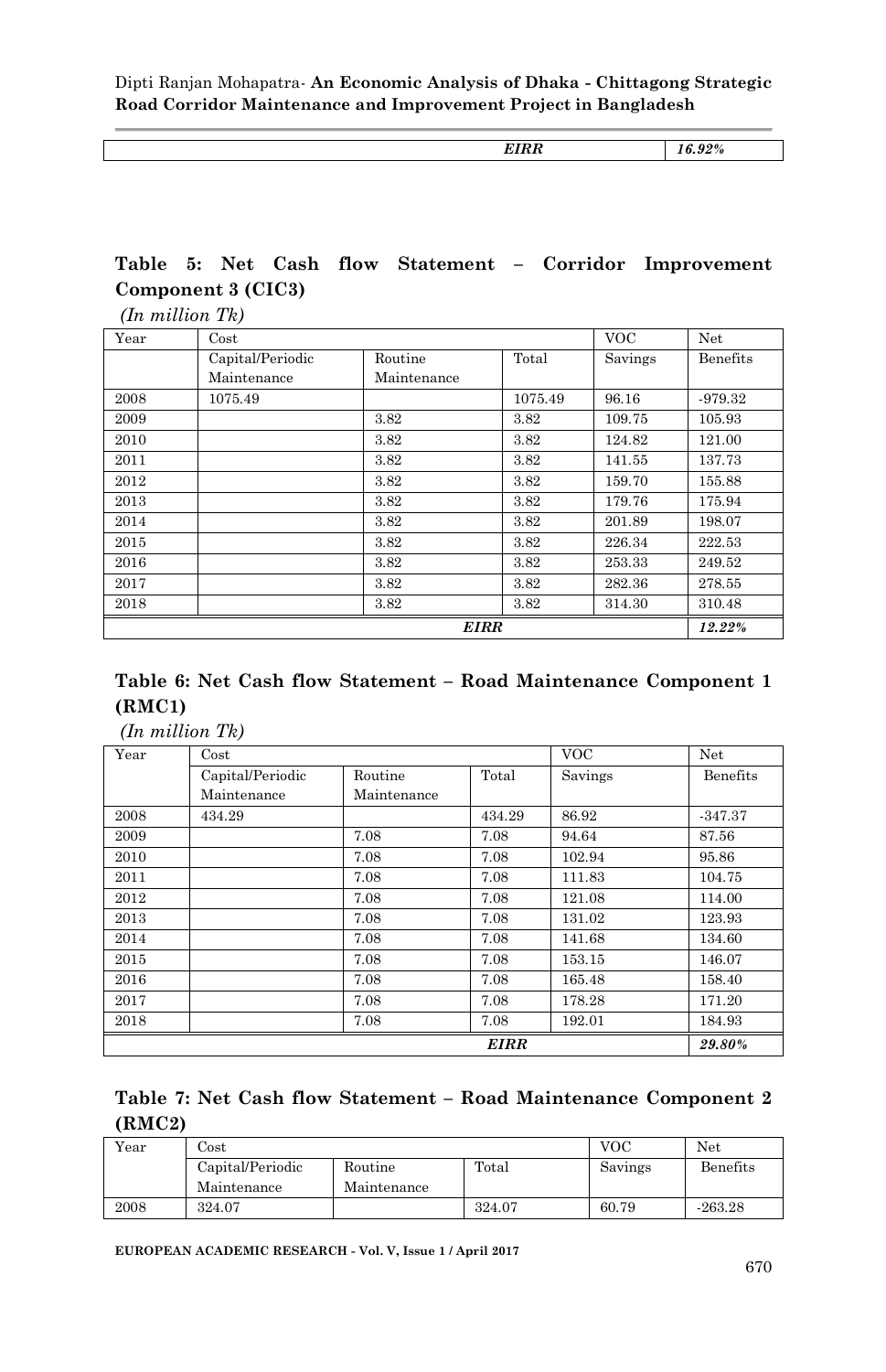| | EIRR | 16.92% |
|---|---|---|

**Table 5: Net Cash flow Statement – Corridor Improvement Component 3 (CIC3)**

*(In million Tk)*

| Year | Cost | | | VOC | Net |
|---|---|---|---|---|---|
| | Capital/Periodic Maintenance | Routine Maintenance | Total | Savings | Benefits |
| 2008 | 1075.49 | | 1075.49 | 96.16 | -979.32 |
| 2009 | | 3.82 | 3.82 | 109.75 | 105.93 |
| 2010 | | 3.82 | 3.82 | 124.82 | 121.00 |
| 2011 | | 3.82 | 3.82 | 141.55 | 137.73 |
| 2012 | | 3.82 | 3.82 | 159.70 | 155.88 |
| 2013 | | 3.82 | 3.82 | 179.76 | 175.94 |
| 2014 | | 3.82 | 3.82 | 201.89 | 198.07 |
| 2015 | | 3.82 | 3.82 | 226.34 | 222.53 |
| 2016 | | 3.82 | 3.82 | 253.33 | 249.52 |
| 2017 | | 3.82 | 3.82 | 282.36 | 278.55 |
| 2018 | | 3.82 | 3.82 | 314.30 | 310.48 |
| | | | ***EIRR*** | | ***12.22%*** |

**Table 6: Net Cash flow Statement – Road Maintenance Component 1 (RMC1)**

*(In million Tk)*

| Year | Cost | | | VOC | Net |
|---|---|---|---|---|---|
| | Capital/Periodic Maintenance | Routine Maintenance | Total | Savings | Benefits |
| 2008 | 434.29 | | 434.29 | 86.92 | -347.37 |
| 2009 | | 7.08 | 7.08 | 94.64 | 87.56 |
| 2010 | | 7.08 | 7.08 | 102.94 | 95.86 |
| 2011 | | 7.08 | 7.08 | 111.83 | 104.75 |
| 2012 | | 7.08 | 7.08 | 121.08 | 114.00 |
| 2013 | | 7.08 | 7.08 | 131.02 | 123.93 |
| 2014 | | 7.08 | 7.08 | 141.68 | 134.60 |
| 2015 | | 7.08 | 7.08 | 153.15 | 146.07 |
| 2016 | | 7.08 | 7.08 | 165.48 | 158.40 |
| 2017 | | 7.08 | 7.08 | 178.28 | 171.20 |
| 2018 | | 7.08 | 7.08 | 192.01 | 184.93 |
| | | | ***EIRR*** | | ***29.80%*** |

**Table 7: Net Cash flow Statement – Road Maintenance Component 2 (RMC2)**

| Year | Cost | | | VOC | Net |
|---|---|---|---|---|---|
| | Capital/Periodic Maintenance | Routine Maintenance | Total | Savings | Benefits |
| 2008 | 324.07 | | 324.07 | 60.79 | -263.28 |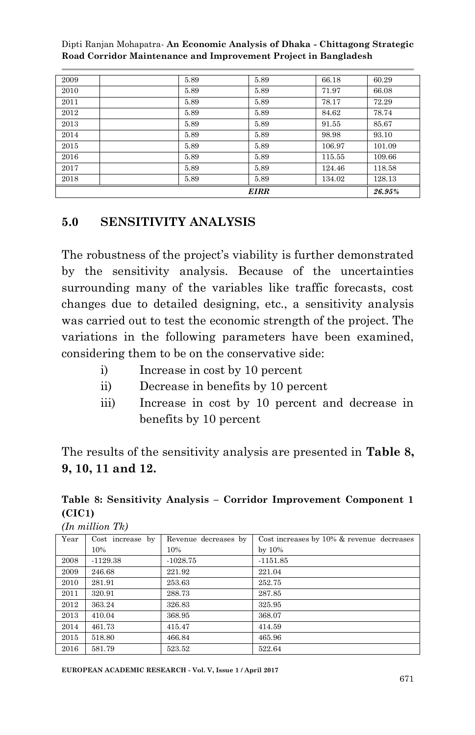| 2009 | | 5.89 | 5.89 | 66.18 | 60.29 |
|---|---|---|---|---|---|
| 2010 | | 5.89 | 5.89 | 71.97 | 66.08 |
| 2011 | | 5.89 | 5.89 | 78.17 | 72.29 |
| 2012 | | 5.89 | 5.89 | 84.62 | 78.74 |
| 2013 | | 5.89 | 5.89 | 91.55 | 85.67 |
| 2014 | | 5.89 | 5.89 | 98.98 | 93.10 |
| 2015 | | 5.89 | 5.89 | 106.97 | 101.09 |
| 2016 | | 5.89 | 5.89 | 115.55 | 109.66 |
| 2017 | | 5.89 | 5.89 | 124.46 | 118.58 |
| 2018 | | 5.89 | 5.89 | 134.02 | 128.13 |
| | | | ***EIRR*** | | ***26.95%*** |

## 5.0 SENSITIVITY ANALYSIS

The robustness of the project's viability is further demonstrated by the sensitivity analysis. Because of the uncertainties surrounding many of the variables like traffic forecasts, cost changes due to detailed designing, etc., a sensitivity analysis was carried out to test the economic strength of the project. The variations in the following parameters have been examined, considering them to be on the conservative side:

i) Increase in cost by 10 percent
ii) Decrease in benefits by 10 percent
iii) Increase in cost by 10 percent and decrease in benefits by 10 percent

The results of the sensitivity analysis are presented in **Table 8, 9, 10, 11 and 12.**

**Table 8: Sensitivity Analysis – Corridor Improvement Component 1 (CIC1)**

*(In million Tk)*

| Year | Cost increase by 10% | Revenue decreases by 10% | Cost increases by 10% & revenue decreases by 10% |
|---|---|---|---|
| 2008 | -1129.38 | -1028.75 | -1151.85 |
| 2009 | 246.68 | 221.92 | 221.04 |
| 2010 | 281.91 | 253.63 | 252.75 |
| 2011 | 320.91 | 288.73 | 287.85 |
| 2012 | 363.24 | 326.83 | 325.95 |
| 2013 | 410.04 | 368.95 | 368.07 |
| 2014 | 461.73 | 415.47 | 414.59 |
| 2015 | 518.80 | 466.84 | 465.96 |
| 2016 | 581.79 | 523.52 | 522.64 |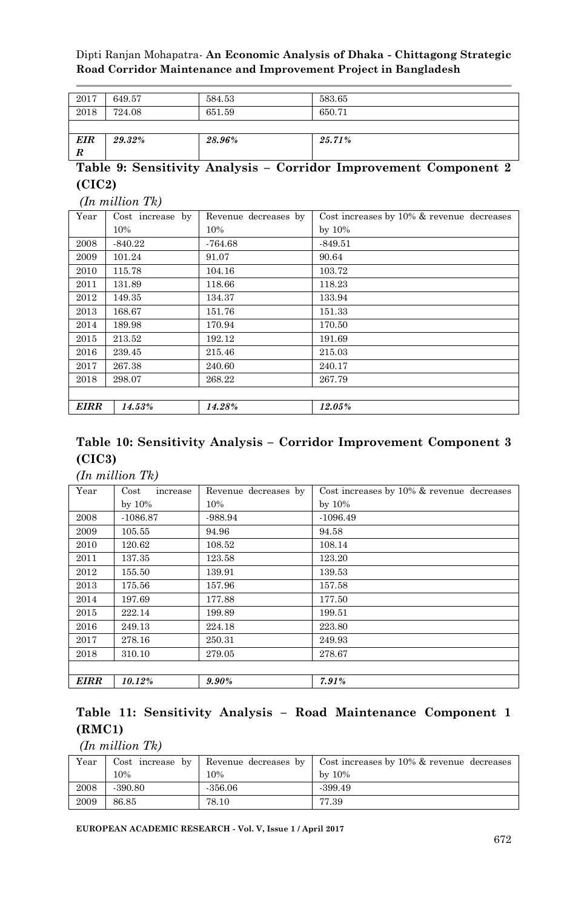| | | | |
|---|---|---|---|
| 2017 | 649.57 | 584.53 | 583.65 |
| 2018 | 724.08 | 651.59 | 650.71 |
| | | | |
| ***EIRR*** | ***29.32%*** | ***28.96%*** | ***25.71%*** |

**Table 9: Sensitivity Analysis – Corridor Improvement Component 2 (CIC2)**

*(In million Tk)*

| Year | Cost increase by 10% | Revenue decreases by 10% | Cost increases by 10% & revenue decreases by 10% |
|---|---|---|---|
| 2008 | -840.22 | -764.68 | -849.51 |
| 2009 | 101.24 | 91.07 | 90.64 |
| 2010 | 115.78 | 104.16 | 103.72 |
| 2011 | 131.89 | 118.66 | 118.23 |
| 2012 | 149.35 | 134.37 | 133.94 |
| 2013 | 168.67 | 151.76 | 151.33 |
| 2014 | 189.98 | 170.94 | 170.50 |
| 2015 | 213.52 | 192.12 | 191.69 |
| 2016 | 239.45 | 215.46 | 215.03 |
| 2017 | 267.38 | 240.60 | 240.17 |
| 2018 | 298.07 | 268.22 | 267.79 |
| | | | |
| ***EIRR*** | ***14.53%*** | ***14.28%*** | ***12.05%*** |

**Table 10: Sensitivity Analysis – Corridor Improvement Component 3 (CIC3)**

*(In million Tk)*

| Year | Cost increase by 10% | Revenue decreases by 10% | Cost increases by 10% & revenue decreases by 10% |
|---|---|---|---|
| 2008 | -1086.87 | -988.94 | -1096.49 |
| 2009 | 105.55 | 94.96 | 94.58 |
| 2010 | 120.62 | 108.52 | 108.14 |
| 2011 | 137.35 | 123.58 | 123.20 |
| 2012 | 155.50 | 139.91 | 139.53 |
| 2013 | 175.56 | 157.96 | 157.58 |
| 2014 | 197.69 | 177.88 | 177.50 |
| 2015 | 222.14 | 199.89 | 199.51 |
| 2016 | 249.13 | 224.18 | 223.80 |
| 2017 | 278.16 | 250.31 | 249.93 |
| 2018 | 310.10 | 279.05 | 278.67 |
| | | | |
| ***EIRR*** | ***10.12%*** | ***9.90%*** | ***7.91%*** |

**Table 11: Sensitivity Analysis – Road Maintenance Component 1 (RMC1)**

*(In million Tk)*

| Year | Cost increase by 10% | Revenue decreases by 10% | Cost increases by 10% & revenue decreases by 10% |
|---|---|---|---|
| 2008 | -390.80 | -356.06 | -399.49 |
| 2009 | 86.85 | 78.10 | 77.39 |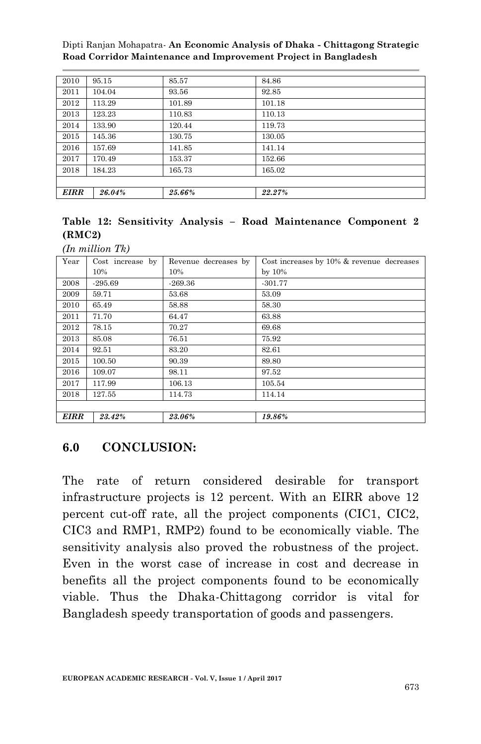| 2010 | 95.15 | 85.57 | 84.86 |
|---|---|---|---|
| 2011 | 104.04 | 93.56 | 92.85 |
| 2012 | 113.29 | 101.89 | 101.18 |
| 2013 | 123.23 | 110.83 | 110.13 |
| 2014 | 133.90 | 120.44 | 119.73 |
| 2015 | 145.36 | 130.75 | 130.05 |
| 2016 | 157.69 | 141.85 | 141.14 |
| 2017 | 170.49 | 153.37 | 152.66 |
| 2018 | 184.23 | 165.73 | 165.02 |
| | | | |
| ***EIRR*** | ***26.04%*** | ***25.66%*** | ***22.27%*** |

**Table 12: Sensitivity Analysis – Road Maintenance Component 2 (RMC2)**

*(In million Tk)*

| Year | Cost increase by 10% | Revenue decreases by 10% | Cost increases by 10% & revenue decreases by 10% |
|---|---|---|---|
| 2008 | -295.69 | -269.36 | -301.77 |
| 2009 | 59.71 | 53.68 | 53.09 |
| 2010 | 65.49 | 58.88 | 58.30 |
| 2011 | 71.70 | 64.47 | 63.88 |
| 2012 | 78.15 | 70.27 | 69.68 |
| 2013 | 85.08 | 76.51 | 75.92 |
| 2014 | 92.51 | 83.20 | 82.61 |
| 2015 | 100.50 | 90.39 | 89.80 |
| 2016 | 109.07 | 98.11 | 97.52 |
| 2017 | 117.99 | 106.13 | 105.54 |
| 2018 | 127.55 | 114.73 | 114.14 |
| | | | |
| ***EIRR*** | ***23.42%*** | ***23.06%*** | ***19.86%*** |

## 6.0 CONCLUSION:

The rate of return considered desirable for transport infrastructure projects is 12 percent. With an EIRR above 12 percent cut-off rate, all the project components (CIC1, CIC2, CIC3 and RMP1, RMP2) found to be economically viable. The sensitivity analysis also proved the robustness of the project. Even in the worst case of increase in cost and decrease in benefits all the project components found to be economically viable. Thus the Dhaka-Chittagong corridor is vital for Bangladesh speedy transportation of goods and passengers.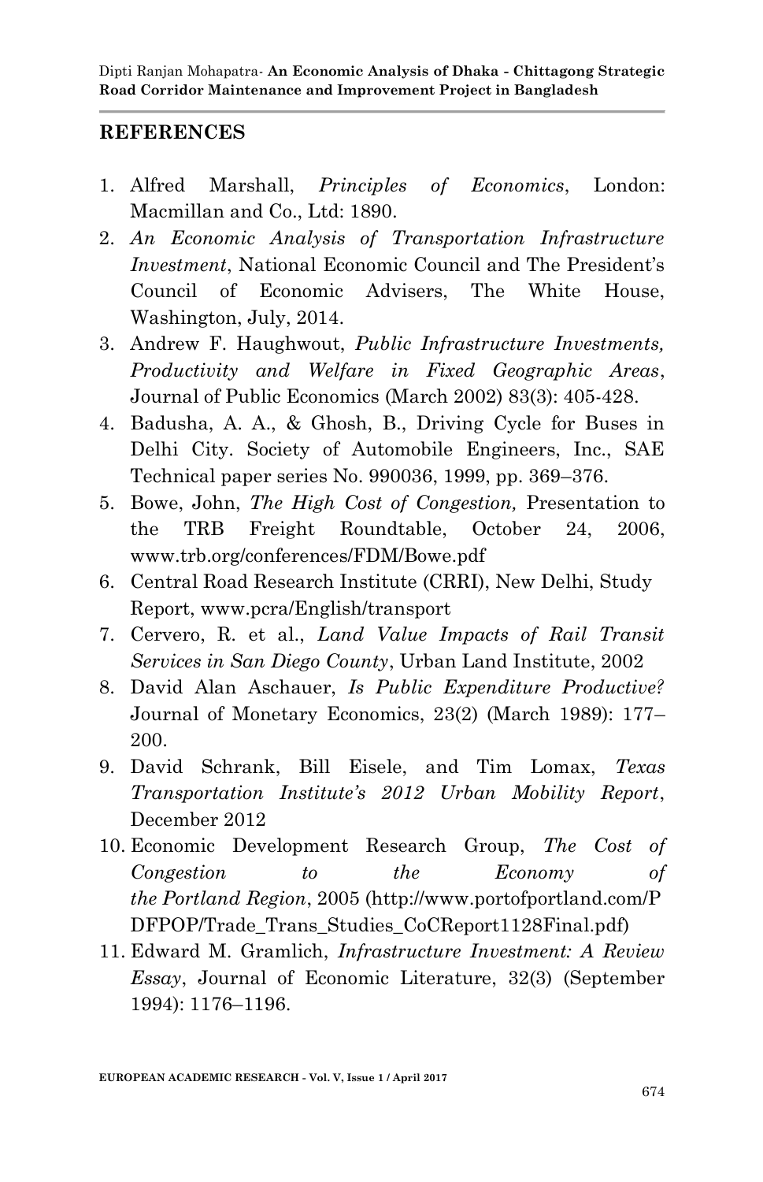## REFERENCES

1. Alfred Marshall, *Principles of Economics*, London: Macmillan and Co., Ltd: 1890.
2. *An Economic Analysis of Transportation Infrastructure Investment*, National Economic Council and The President's Council of Economic Advisers, The White House, Washington, July, 2014.
3. Andrew F. Haughwout, *Public Infrastructure Investments, Productivity and Welfare in Fixed Geographic Areas*, Journal of Public Economics (March 2002) 83(3): 405-428.
4. Badusha, A. A., & Ghosh, B., Driving Cycle for Buses in Delhi City. Society of Automobile Engineers, Inc., SAE Technical paper series No. 990036, 1999, pp. 369–376.
5. Bowe, John, *The High Cost of Congestion,* Presentation to the TRB Freight Roundtable, October 24, 2006, www.trb.org/conferences/FDM/Bowe.pdf
6. Central Road Research Institute (CRRI), New Delhi, Study Report, www.pcra/English/transport
7. Cervero, R. et al., *Land Value Impacts of Rail Transit Services in San Diego County*, Urban Land Institute, 2002
8. David Alan Aschauer, *Is Public Expenditure Productive?* Journal of Monetary Economics, 23(2) (March 1989): 177–200.
9. David Schrank, Bill Eisele, and Tim Lomax, *Texas Transportation Institute's 2012 Urban Mobility Report*, December 2012
10. Economic Development Research Group, *The Cost of Congestion to the Economy of the Portland Region*, 2005 (http://www.portofportland.com/PDFPOP/Trade_Trans_Studies_CoCReport1128Final.pdf)
11. Edward M. Gramlich, *Infrastructure Investment: A Review Essay*, Journal of Economic Literature, 32(3) (September 1994): 1176–1196.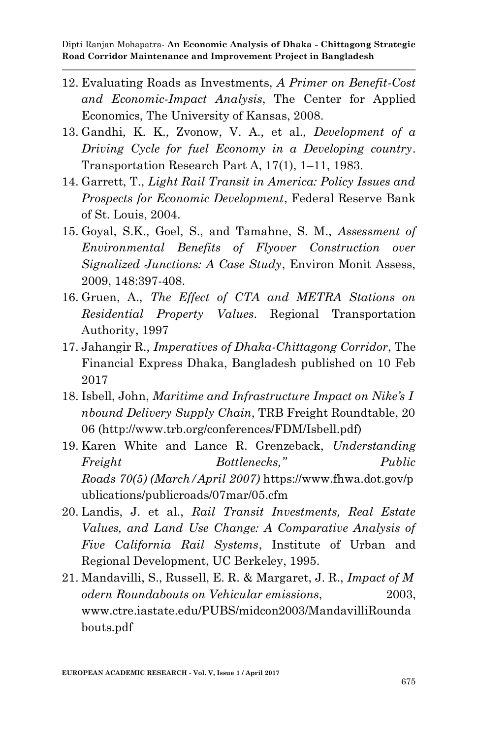12. Evaluating Roads as Investments, *A Primer on Benefit-Cost and Economic-Impact Analysis*, The Center for Applied Economics, The University of Kansas, 2008.
13. Gandhi, K. K., Zvonow, V. A., et al., *Development of a Driving Cycle for fuel Economy in a Developing country*. Transportation Research Part A, 17(1), 1–11, 1983.
14. Garrett, T., *Light Rail Transit in America: Policy Issues and Prospects for Economic Development*, Federal Reserve Bank of St. Louis, 2004.
15. Goyal, S.K., Goel, S., and Tamahne, S. M., *Assessment of Environmental Benefits of Flyover Construction over Signalized Junctions: A Case Study*, Environ Monit Assess, 2009, 148:397-408.
16. Gruen, A., *The Effect of CTA and METRA Stations on Residential Property Values*. Regional Transportation Authority, 1997
17. Jahangir R., *Imperatives of Dhaka-Chittagong Corridor*, The Financial Express Dhaka, Bangladesh published on 10 Feb 2017
18. Isbell, John, *Maritime and Infrastructure Impact on Nike's I nbound Delivery Supply Chain*, TRB Freight Roundtable, 20 06 (http://www.trb.org/conferences/FDM/Isbell.pdf)
19. Karen White and Lance R. Grenzeback, *Understanding Freight Bottlenecks," Public Roads 70(5) (March/April 2007)* https://www.fhwa.dot.gov/publications/publicroads/07mar/05.cfm
20. Landis, J. et al., *Rail Transit Investments, Real Estate Values, and Land Use Change: A Comparative Analysis of Five California Rail Systems*, Institute of Urban and Regional Development, UC Berkeley, 1995.
21. Mandavilli, S., Russell, E. R. & Margaret, J. R., *Impact of M odern Roundabouts on Vehicular emissions*, 2003, www.ctre.iastate.edu/PUBS/midcon2003/MandavilliRoundabouts.pdf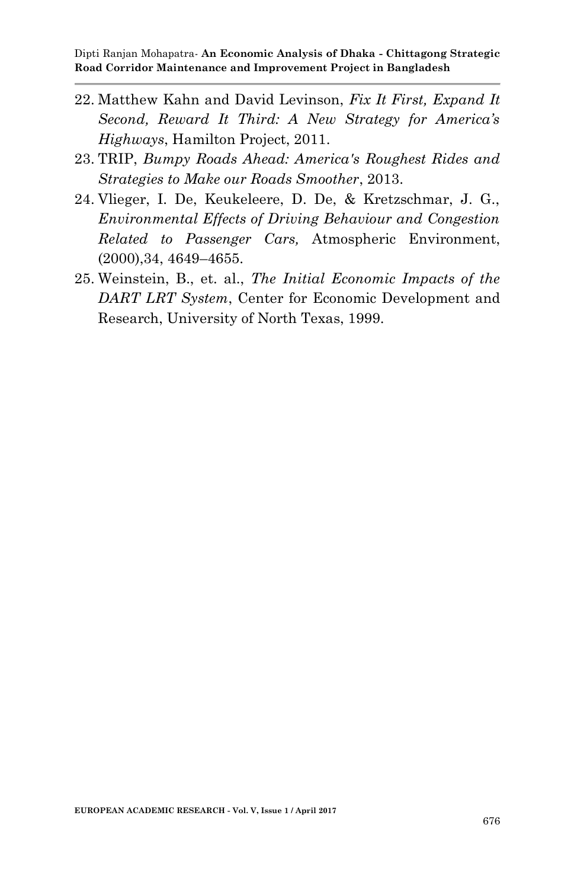22. Matthew Kahn and David Levinson, *Fix It First, Expand It Second, Reward It Third: A New Strategy for America's Highways*, Hamilton Project, 2011.
23. TRIP, *Bumpy Roads Ahead: America's Roughest Rides and Strategies to Make our Roads Smoother*, 2013.
24. Vlieger, I. De, Keukeleere, D. De, & Kretzschmar, J. G., *Environmental Effects of Driving Behaviour and Congestion Related to Passenger Cars,* Atmospheric Environment, (2000),34, 4649–4655.
25. Weinstein, B., et. al., *The Initial Economic Impacts of the DART LRT System*, Center for Economic Development and Research, University of North Texas, 1999.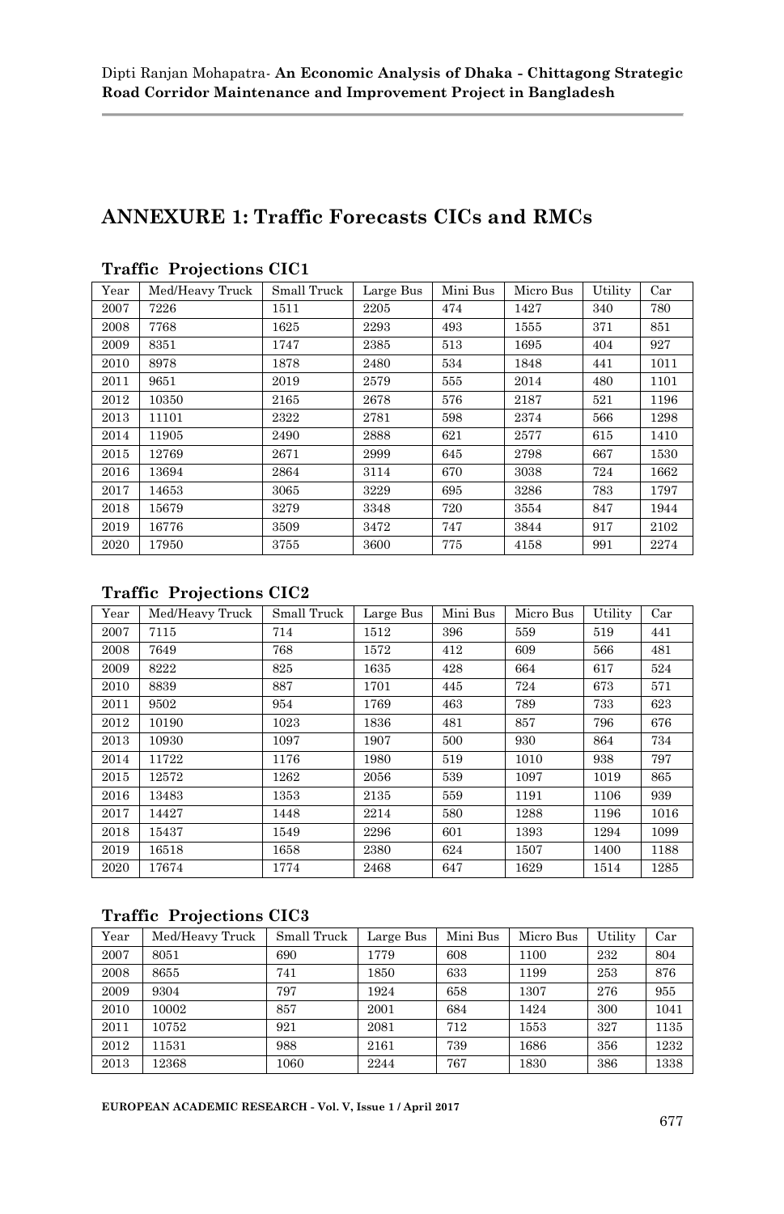# ANNEXURE 1: Traffic Forecasts CICs and RMCs

### Traffic Projections CIC1

| Year | Med/Heavy Truck | Small Truck | Large Bus | Mini Bus | Micro Bus | Utility | Car |
|---|---|---|---|---|---|---|---|
| 2007 | 7226 | 1511 | 2205 | 474 | 1427 | 340 | 780 |
| 2008 | 7768 | 1625 | 2293 | 493 | 1555 | 371 | 851 |
| 2009 | 8351 | 1747 | 2385 | 513 | 1695 | 404 | 927 |
| 2010 | 8978 | 1878 | 2480 | 534 | 1848 | 441 | 1011 |
| 2011 | 9651 | 2019 | 2579 | 555 | 2014 | 480 | 1101 |
| 2012 | 10350 | 2165 | 2678 | 576 | 2187 | 521 | 1196 |
| 2013 | 11101 | 2322 | 2781 | 598 | 2374 | 566 | 1298 |
| 2014 | 11905 | 2490 | 2888 | 621 | 2577 | 615 | 1410 |
| 2015 | 12769 | 2671 | 2999 | 645 | 2798 | 667 | 1530 |
| 2016 | 13694 | 2864 | 3114 | 670 | 3038 | 724 | 1662 |
| 2017 | 14653 | 3065 | 3229 | 695 | 3286 | 783 | 1797 |
| 2018 | 15679 | 3279 | 3348 | 720 | 3554 | 847 | 1944 |
| 2019 | 16776 | 3509 | 3472 | 747 | 3844 | 917 | 2102 |
| 2020 | 17950 | 3755 | 3600 | 775 | 4158 | 991 | 2274 |

### Traffic Projections CIC2

| Year | Med/Heavy Truck | Small Truck | Large Bus | Mini Bus | Micro Bus | Utility | Car |
|---|---|---|---|---|---|---|---|
| 2007 | 7115 | 714 | 1512 | 396 | 559 | 519 | 441 |
| 2008 | 7649 | 768 | 1572 | 412 | 609 | 566 | 481 |
| 2009 | 8222 | 825 | 1635 | 428 | 664 | 617 | 524 |
| 2010 | 8839 | 887 | 1701 | 445 | 724 | 673 | 571 |
| 2011 | 9502 | 954 | 1769 | 463 | 789 | 733 | 623 |
| 2012 | 10190 | 1023 | 1836 | 481 | 857 | 796 | 676 |
| 2013 | 10930 | 1097 | 1907 | 500 | 930 | 864 | 734 |
| 2014 | 11722 | 1176 | 1980 | 519 | 1010 | 938 | 797 |
| 2015 | 12572 | 1262 | 2056 | 539 | 1097 | 1019 | 865 |
| 2016 | 13483 | 1353 | 2135 | 559 | 1191 | 1106 | 939 |
| 2017 | 14427 | 1448 | 2214 | 580 | 1288 | 1196 | 1016 |
| 2018 | 15437 | 1549 | 2296 | 601 | 1393 | 1294 | 1099 |
| 2019 | 16518 | 1658 | 2380 | 624 | 1507 | 1400 | 1188 |
| 2020 | 17674 | 1774 | 2468 | 647 | 1629 | 1514 | 1285 |

### Traffic Projections CIC3

| Year | Med/Heavy Truck | Small Truck | Large Bus | Mini Bus | Micro Bus | Utility | Car |
|---|---|---|---|---|---|---|---|
| 2007 | 8051 | 690 | 1779 | 608 | 1100 | 232 | 804 |
| 2008 | 8655 | 741 | 1850 | 633 | 1199 | 253 | 876 |
| 2009 | 9304 | 797 | 1924 | 658 | 1307 | 276 | 955 |
| 2010 | 10002 | 857 | 2001 | 684 | 1424 | 300 | 1041 |
| 2011 | 10752 | 921 | 2081 | 712 | 1553 | 327 | 1135 |
| 2012 | 11531 | 988 | 2161 | 739 | 1686 | 356 | 1232 |
| 2013 | 12368 | 1060 | 2244 | 767 | 1830 | 386 | 1338 |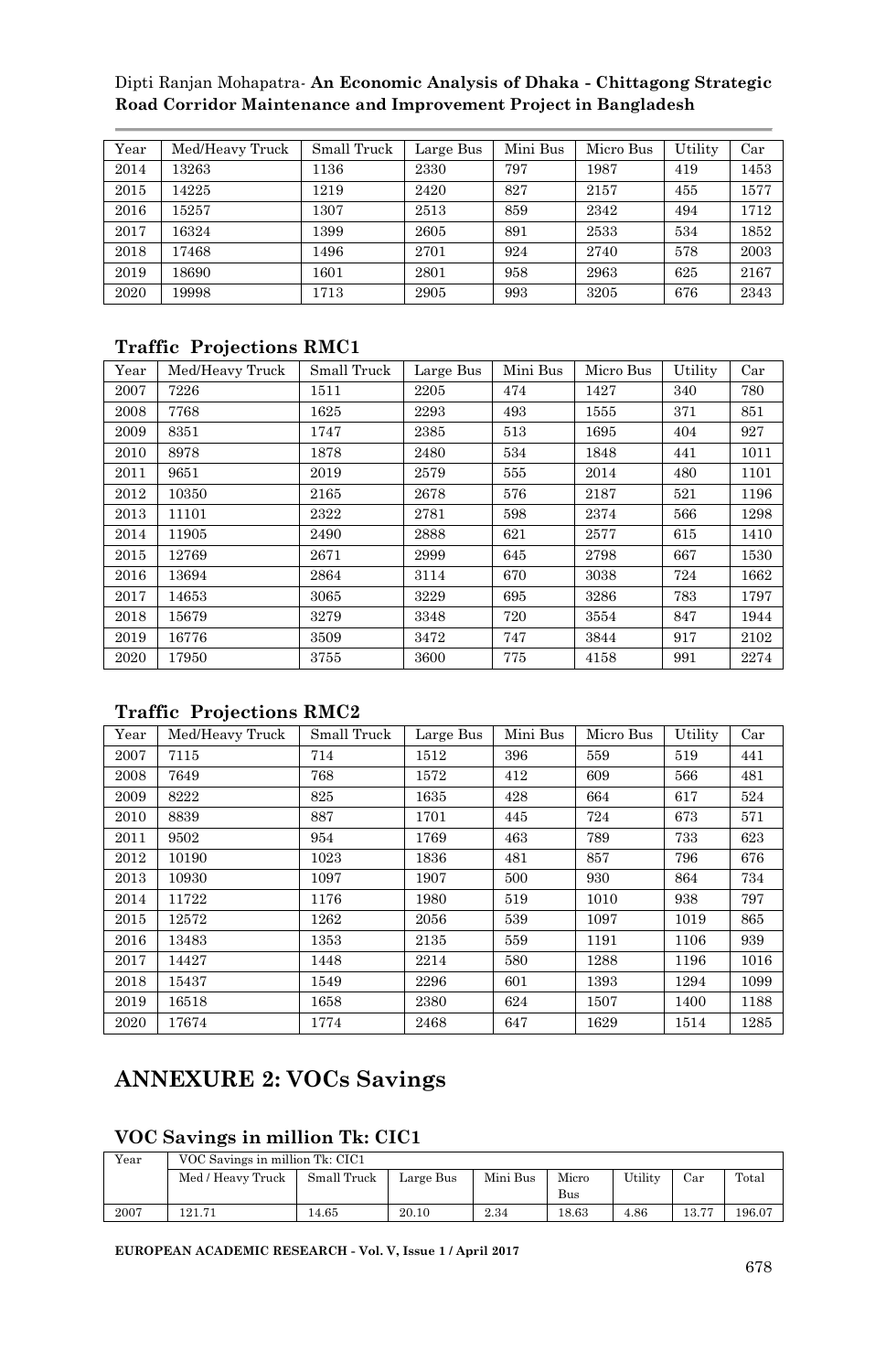| Year | Med/Heavy Truck | Small Truck | Large Bus | Mini Bus | Micro Bus | Utility | Car |
|---|---|---|---|---|---|---|---|
| 2014 | 13263 | 1136 | 2330 | 797 | 1987 | 419 | 1453 |
| 2015 | 14225 | 1219 | 2420 | 827 | 2157 | 455 | 1577 |
| 2016 | 15257 | 1307 | 2513 | 859 | 2342 | 494 | 1712 |
| 2017 | 16324 | 1399 | 2605 | 891 | 2533 | 534 | 1852 |
| 2018 | 17468 | 1496 | 2701 | 924 | 2740 | 578 | 2003 |
| 2019 | 18690 | 1601 | 2801 | 958 | 2963 | 625 | 2167 |
| 2020 | 19998 | 1713 | 2905 | 993 | 3205 | 676 | 2343 |

### Traffic Projections RMC1

| Year | Med/Heavy Truck | Small Truck | Large Bus | Mini Bus | Micro Bus | Utility | Car |
|---|---|---|---|---|---|---|---|
| 2007 | 7226 | 1511 | 2205 | 474 | 1427 | 340 | 780 |
| 2008 | 7768 | 1625 | 2293 | 493 | 1555 | 371 | 851 |
| 2009 | 8351 | 1747 | 2385 | 513 | 1695 | 404 | 927 |
| 2010 | 8978 | 1878 | 2480 | 534 | 1848 | 441 | 1011 |
| 2011 | 9651 | 2019 | 2579 | 555 | 2014 | 480 | 1101 |
| 2012 | 10350 | 2165 | 2678 | 576 | 2187 | 521 | 1196 |
| 2013 | 11101 | 2322 | 2781 | 598 | 2374 | 566 | 1298 |
| 2014 | 11905 | 2490 | 2888 | 621 | 2577 | 615 | 1410 |
| 2015 | 12769 | 2671 | 2999 | 645 | 2798 | 667 | 1530 |
| 2016 | 13694 | 2864 | 3114 | 670 | 3038 | 724 | 1662 |
| 2017 | 14653 | 3065 | 3229 | 695 | 3286 | 783 | 1797 |
| 2018 | 15679 | 3279 | 3348 | 720 | 3554 | 847 | 1944 |
| 2019 | 16776 | 3509 | 3472 | 747 | 3844 | 917 | 2102 |
| 2020 | 17950 | 3755 | 3600 | 775 | 4158 | 991 | 2274 |

### Traffic Projections RMC2

| Year | Med/Heavy Truck | Small Truck | Large Bus | Mini Bus | Micro Bus | Utility | Car |
|---|---|---|---|---|---|---|---|
| 2007 | 7115 | 714 | 1512 | 396 | 559 | 519 | 441 |
| 2008 | 7649 | 768 | 1572 | 412 | 609 | 566 | 481 |
| 2009 | 8222 | 825 | 1635 | 428 | 664 | 617 | 524 |
| 2010 | 8839 | 887 | 1701 | 445 | 724 | 673 | 571 |
| 2011 | 9502 | 954 | 1769 | 463 | 789 | 733 | 623 |
| 2012 | 10190 | 1023 | 1836 | 481 | 857 | 796 | 676 |
| 2013 | 10930 | 1097 | 1907 | 500 | 930 | 864 | 734 |
| 2014 | 11722 | 1176 | 1980 | 519 | 1010 | 938 | 797 |
| 2015 | 12572 | 1262 | 2056 | 539 | 1097 | 1019 | 865 |
| 2016 | 13483 | 1353 | 2135 | 559 | 1191 | 1106 | 939 |
| 2017 | 14427 | 1448 | 2214 | 580 | 1288 | 1196 | 1016 |
| 2018 | 15437 | 1549 | 2296 | 601 | 1393 | 1294 | 1099 |
| 2019 | 16518 | 1658 | 2380 | 624 | 1507 | 1400 | 1188 |
| 2020 | 17674 | 1774 | 2468 | 647 | 1629 | 1514 | 1285 |

## ANNEXURE 2: VOCs Savings

### VOC Savings in million Tk: CIC1

| Year | VOC Savings in million Tk: CIC1 | | | | | | | |
|---|---|---|---|---|---|---|---|---|
| | Med / Heavy Truck | Small Truck | Large Bus | Mini Bus | Micro Bus | Utility | Car | Total |
| 2007 | 121.71 | 14.65 | 20.10 | 2.34 | 18.63 | 4.86 | 13.77 | 196.07 |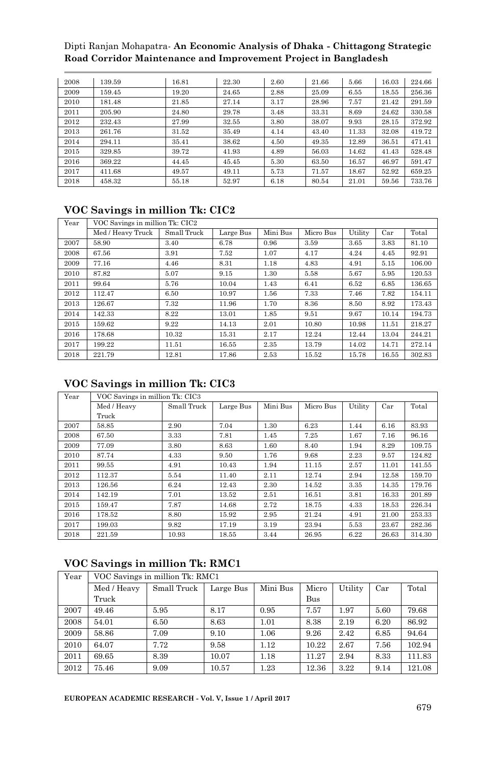| | | | | | | | | |
|---|---|---|---|---|---|---|---|---|
| 2008 | 139.59 | 16.81 | 22.30 | 2.60 | 21.66 | 5.66 | 16.03 | 224.66 |
| 2009 | 159.45 | 19.20 | 24.65 | 2.88 | 25.09 | 6.55 | 18.55 | 256.36 |
| 2010 | 181.48 | 21.85 | 27.14 | 3.17 | 28.96 | 7.57 | 21.42 | 291.59 |
| 2011 | 205.90 | 24.80 | 29.78 | 3.48 | 33.31 | 8.69 | 24.62 | 330.58 |
| 2012 | 232.43 | 27.99 | 32.55 | 3.80 | 38.07 | 9.93 | 28.15 | 372.92 |
| 2013 | 261.76 | 31.52 | 35.49 | 4.14 | 43.40 | 11.33 | 32.08 | 419.72 |
| 2014 | 294.11 | 35.41 | 38.62 | 4.50 | 49.35 | 12.89 | 36.51 | 471.41 |
| 2015 | 329.85 | 39.72 | 41.93 | 4.89 | 56.03 | 14.62 | 41.43 | 528.48 |
| 2016 | 369.22 | 44.45 | 45.45 | 5.30 | 63.50 | 16.57 | 46.97 | 591.47 |
| 2017 | 411.68 | 49.57 | 49.11 | 5.73 | 71.57 | 18.67 | 52.92 | 659.25 |
| 2018 | 458.32 | 55.18 | 52.97 | 6.18 | 80.54 | 21.01 | 59.56 | 733.76 |

## VOC Savings in million Tk: CIC2

| Year | VOC Savings in million Tk: CIC2 | | | | | | | |
|---|---|---|---|---|---|---|---|---|
| | Med / Heavy Truck | Small Truck | Large Bus | Mini Bus | Micro Bus | Utility | Car | Total |
| 2007 | 58.90 | 3.40 | 6.78 | 0.96 | 3.59 | 3.65 | 3.83 | 81.10 |
| 2008 | 67.56 | 3.91 | 7.52 | 1.07 | 4.17 | 4.24 | 4.45 | 92.91 |
| 2009 | 77.16 | 4.46 | 8.31 | 1.18 | 4.83 | 4.91 | 5.15 | 106.00 |
| 2010 | 87.82 | 5.07 | 9.15 | 1.30 | 5.58 | 5.67 | 5.95 | 120.53 |
| 2011 | 99.64 | 5.76 | 10.04 | 1.43 | 6.41 | 6.52 | 6.85 | 136.65 |
| 2012 | 112.47 | 6.50 | 10.97 | 1.56 | 7.33 | 7.46 | 7.82 | 154.11 |
| 2013 | 126.67 | 7.32 | 11.96 | 1.70 | 8.36 | 8.50 | 8.92 | 173.43 |
| 2014 | 142.33 | 8.22 | 13.01 | 1.85 | 9.51 | 9.67 | 10.14 | 194.73 |
| 2015 | 159.62 | 9.22 | 14.13 | 2.01 | 10.80 | 10.98 | 11.51 | 218.27 |
| 2016 | 178.68 | 10.32 | 15.31 | 2.17 | 12.24 | 12.44 | 13.04 | 244.21 |
| 2017 | 199.22 | 11.51 | 16.55 | 2.35 | 13.79 | 14.02 | 14.71 | 272.14 |
| 2018 | 221.79 | 12.81 | 17.86 | 2.53 | 15.52 | 15.78 | 16.55 | 302.83 |

## VOC Savings in million Tk: CIC3

| Year | VOC Savings in million Tk: CIC3 | | | | | | | |
|---|---|---|---|---|---|---|---|---|
| | Med / Heavy Truck | Small Truck | Large Bus | Mini Bus | Micro Bus | Utility | Car | Total |
| 2007 | 58.85 | 2.90 | 7.04 | 1.30 | 6.23 | 1.44 | 6.16 | 83.93 |
| 2008 | 67.50 | 3.33 | 7.81 | 1.45 | 7.25 | 1.67 | 7.16 | 96.16 |
| 2009 | 77.09 | 3.80 | 8.63 | 1.60 | 8.40 | 1.94 | 8.29 | 109.75 |
| 2010 | 87.74 | 4.33 | 9.50 | 1.76 | 9.68 | 2.23 | 9.57 | 124.82 |
| 2011 | 99.55 | 4.91 | 10.43 | 1.94 | 11.15 | 2.57 | 11.01 | 141.55 |
| 2012 | 112.37 | 5.54 | 11.40 | 2.11 | 12.74 | 2.94 | 12.58 | 159.70 |
| 2013 | 126.56 | 6.24 | 12.43 | 2.30 | 14.52 | 3.35 | 14.35 | 179.76 |
| 2014 | 142.19 | 7.01 | 13.52 | 2.51 | 16.51 | 3.81 | 16.33 | 201.89 |
| 2015 | 159.47 | 7.87 | 14.68 | 2.72 | 18.75 | 4.33 | 18.53 | 226.34 |
| 2016 | 178.52 | 8.80 | 15.92 | 2.95 | 21.24 | 4.91 | 21.00 | 253.33 |
| 2017 | 199.03 | 9.82 | 17.19 | 3.19 | 23.94 | 5.53 | 23.67 | 282.36 |
| 2018 | 221.59 | 10.93 | 18.55 | 3.44 | 26.95 | 6.22 | 26.63 | 314.30 |

## VOC Savings in million Tk: RMC1

| Year | VOC Savings in million Tk: RMC1 | | | | | | | |
|---|---|---|---|---|---|---|---|---|
| | Med / Heavy Truck | Small Truck | Large Bus | Mini Bus | Micro Bus | Utility | Car | Total |
| 2007 | 49.46 | 5.95 | 8.17 | 0.95 | 7.57 | 1.97 | 5.60 | 79.68 |
| 2008 | 54.01 | 6.50 | 8.63 | 1.01 | 8.38 | 2.19 | 6.20 | 86.92 |
| 2009 | 58.86 | 7.09 | 9.10 | 1.06 | 9.26 | 2.42 | 6.85 | 94.64 |
| 2010 | 64.07 | 7.72 | 9.58 | 1.12 | 10.22 | 2.67 | 7.56 | 102.94 |
| 2011 | 69.65 | 8.39 | 10.07 | 1.18 | 11.27 | 2.94 | 8.33 | 111.83 |
| 2012 | 75.46 | 9.09 | 10.57 | 1.23 | 12.36 | 3.22 | 9.14 | 121.08 |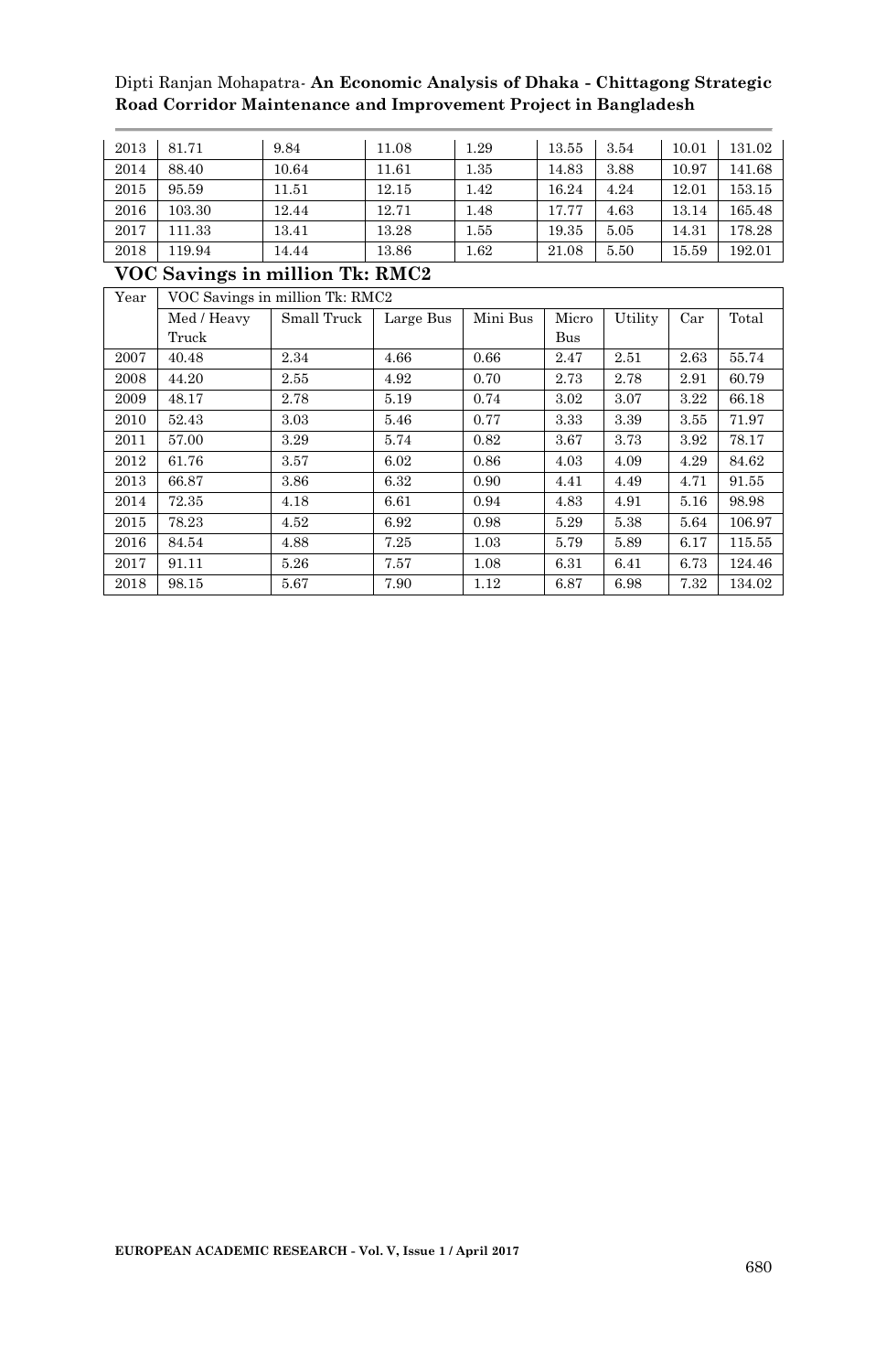| | | | | | | | | |
|---|---|---|---|---|---|---|---|---|
| 2013 | 81.71 | 9.84 | 11.08 | 1.29 | 13.55 | 3.54 | 10.01 | 131.02 |
| 2014 | 88.40 | 10.64 | 11.61 | 1.35 | 14.83 | 3.88 | 10.97 | 141.68 |
| 2015 | 95.59 | 11.51 | 12.15 | 1.42 | 16.24 | 4.24 | 12.01 | 153.15 |
| 2016 | 103.30 | 12.44 | 12.71 | 1.48 | 17.77 | 4.63 | 13.14 | 165.48 |
| 2017 | 111.33 | 13.41 | 13.28 | 1.55 | 19.35 | 5.05 | 14.31 | 178.28 |
| 2018 | 119.94 | 14.44 | 13.86 | 1.62 | 21.08 | 5.50 | 15.59 | 192.01 |

**VOC Savings in million Tk: RMC2**

| Year | VOC Savings in million Tk: RMC2 | | | | | | | |
|---|---|---|---|---|---|---|---|---|
| | Med / Heavy Truck | Small Truck | Large Bus | Mini Bus | Micro Bus | Utility | Car | Total |
| 2007 | 40.48 | 2.34 | 4.66 | 0.66 | 2.47 | 2.51 | 2.63 | 55.74 |
| 2008 | 44.20 | 2.55 | 4.92 | 0.70 | 2.73 | 2.78 | 2.91 | 60.79 |
| 2009 | 48.17 | 2.78 | 5.19 | 0.74 | 3.02 | 3.07 | 3.22 | 66.18 |
| 2010 | 52.43 | 3.03 | 5.46 | 0.77 | 3.33 | 3.39 | 3.55 | 71.97 |
| 2011 | 57.00 | 3.29 | 5.74 | 0.82 | 3.67 | 3.73 | 3.92 | 78.17 |
| 2012 | 61.76 | 3.57 | 6.02 | 0.86 | 4.03 | 4.09 | 4.29 | 84.62 |
| 2013 | 66.87 | 3.86 | 6.32 | 0.90 | 4.41 | 4.49 | 4.71 | 91.55 |
| 2014 | 72.35 | 4.18 | 6.61 | 0.94 | 4.83 | 4.91 | 5.16 | 98.98 |
| 2015 | 78.23 | 4.52 | 6.92 | 0.98 | 5.29 | 5.38 | 5.64 | 106.97 |
| 2016 | 84.54 | 4.88 | 7.25 | 1.03 | 5.79 | 5.89 | 6.17 | 115.55 |
| 2017 | 91.11 | 5.26 | 7.57 | 1.08 | 6.31 | 6.41 | 6.73 | 124.46 |
| 2018 | 98.15 | 5.67 | 7.90 | 1.12 | 6.87 | 6.98 | 7.32 | 134.02 |